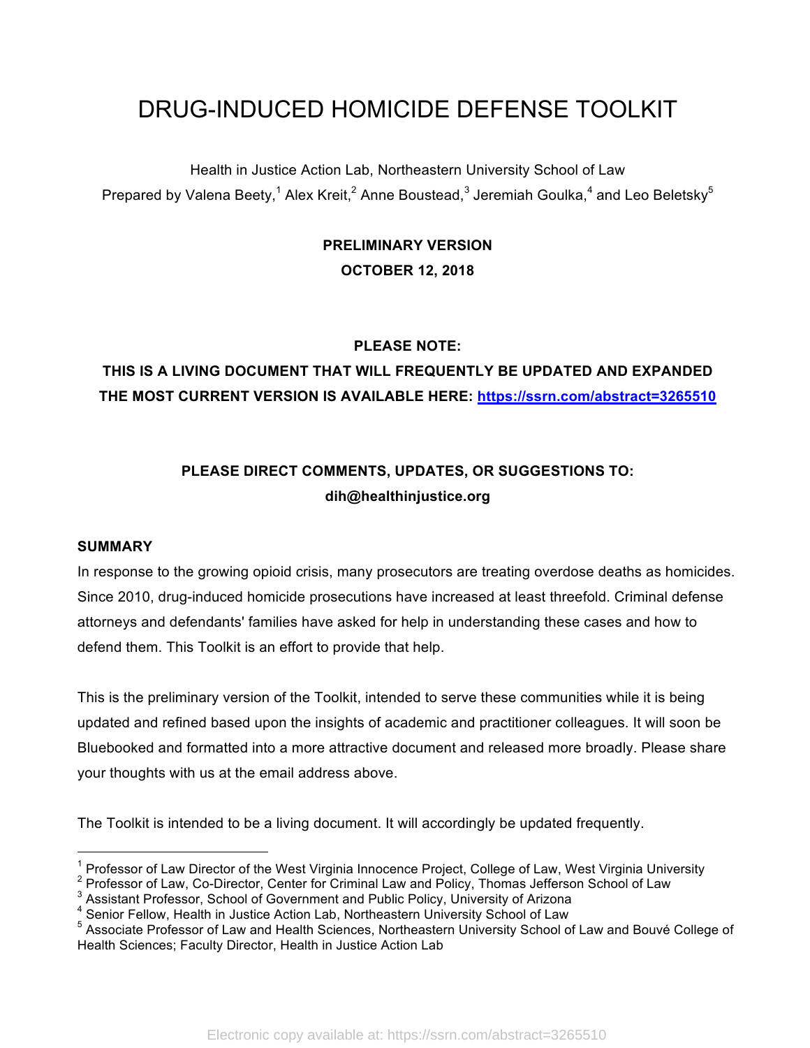# DRUG-INDUCED HOMICIDE DEFENSE TOOLKIT

Health in Justice Action Lab, Northeastern University School of Law

Prepared by Valena Beety,[1] Alex Kreit,[2] Anne Boustead,[3] Jeremiah Goulka,[4] and Leo Beletsky[5]

**PRELIMINARY VERSION**

**OCTOBER 12, 2018**

**PLEASE NOTE:**

**THIS IS A LIVING DOCUMENT THAT WILL FREQUENTLY BE UPDATED AND EXPANDED**

**THE MOST CURRENT VERSION IS AVAILABLE HERE: [https://ssrn.com/abstract=3265510](https://ssrn.com/abstract=3265510)**

**PLEASE DIRECT COMMENTS, UPDATES, OR SUGGESTIONS TO:**

**dih@healthinjustice.org**

**SUMMARY**

In response to the growing opioid crisis, many prosecutors are treating overdose deaths as homicides. Since 2010, drug-induced homicide prosecutions have increased at least threefold. Criminal defense attorneys and defendants' families have asked for help in understanding these cases and how to defend them. This Toolkit is an effort to provide that help.

This is the preliminary version of the Toolkit, intended to serve these communities while it is being updated and refined based upon the insights of academic and practitioner colleagues. It will soon be Bluebooked and formatted into a more attractive document and released more broadly. Please share your thoughts with us at the email address above.

The Toolkit is intended to be a living document. It will accordingly be updated frequently.

---

[1] Professor of Law Director of the West Virginia Innocence Project, College of Law, West Virginia University

[2] Professor of Law, Co-Director, Center for Criminal Law and Policy, Thomas Jefferson School of Law

[3] Assistant Professor, School of Government and Public Policy, University of Arizona

[4] Senior Fellow, Health in Justice Action Lab, Northeastern University School of Law

[5] Associate Professor of Law and Health Sciences, Northeastern University School of Law and Bouvé College of Health Sciences; Faculty Director, Health in Justice Action Lab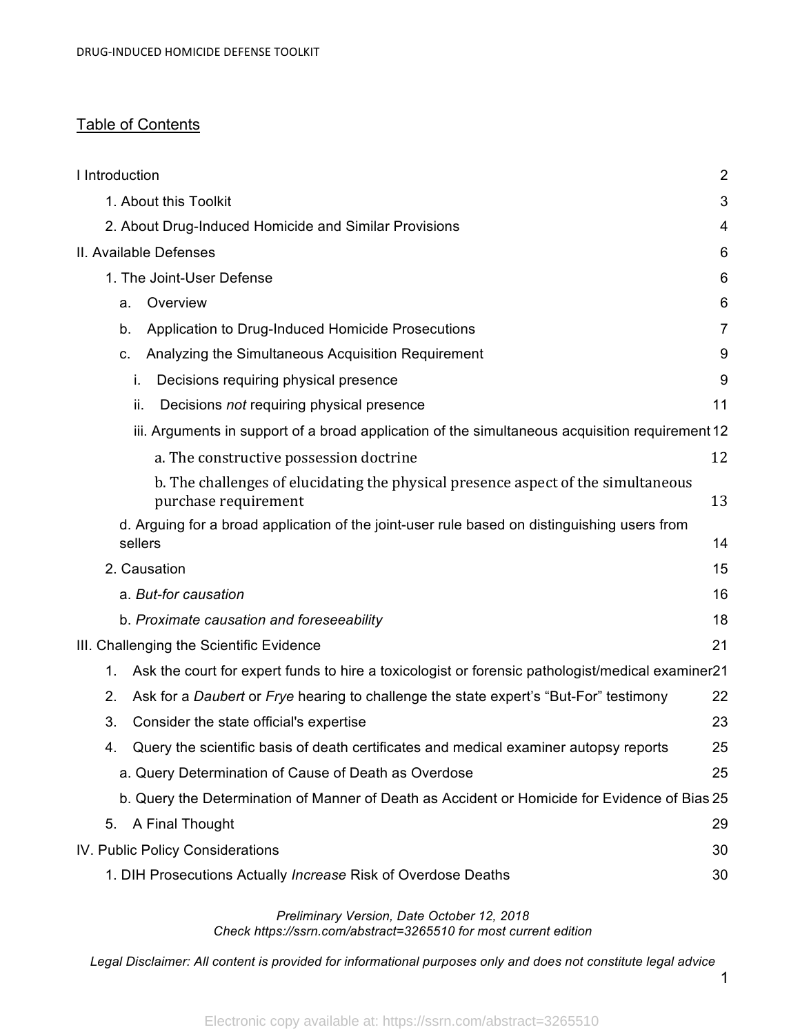## Table of Contents

I Introduction 2

1. About this Toolkit 3
2. About Drug-Induced Homicide and Similar Provisions 4

II. Available Defenses 6

1. The Joint-User Defense 6
   - a. Overview 6
   - b. Application to Drug-Induced Homicide Prosecutions 7
   - c. Analyzing the Simultaneous Acquisition Requirement 9
     - i. Decisions requiring physical presence 9
     - ii. Decisions *not* requiring physical presence 11
     - iii. Arguments in support of a broad application of the simultaneous acquisition requirement 12
       - a. The constructive possession doctrine 12
       - b. The challenges of elucidating the physical presence aspect of the simultaneous purchase requirement 13
   - d. Arguing for a broad application of the joint-user rule based on distinguishing users from sellers 14
2. Causation 15
   - a. *But-for causation* 16
   - b. *Proximate causation and foreseeability* 18

III. Challenging the Scientific Evidence 21

1. Ask the court for expert funds to hire a toxicologist or forensic pathologist/medical examiner 21
2. Ask for a *Daubert* or *Frye* hearing to challenge the state expert's "But-For" testimony 22
3. Consider the state official's expertise 23
4. Query the scientific basis of death certificates and medical examiner autopsy reports 25
   - a. Query Determination of Cause of Death as Overdose 25
   - b. Query the Determination of Manner of Death as Accident or Homicide for Evidence of Bias 25
5. A Final Thought 29

IV. Public Policy Considerations 30

1. DIH Prosecutions Actually *Increase* Risk of Overdose Deaths 30

*Preliminary Version, Date October 12, 2018*
*Check https://ssrn.com/abstract=3265510 for most current edition*

*Legal Disclaimer: All content is provided for informational purposes only and does not constitute legal advice*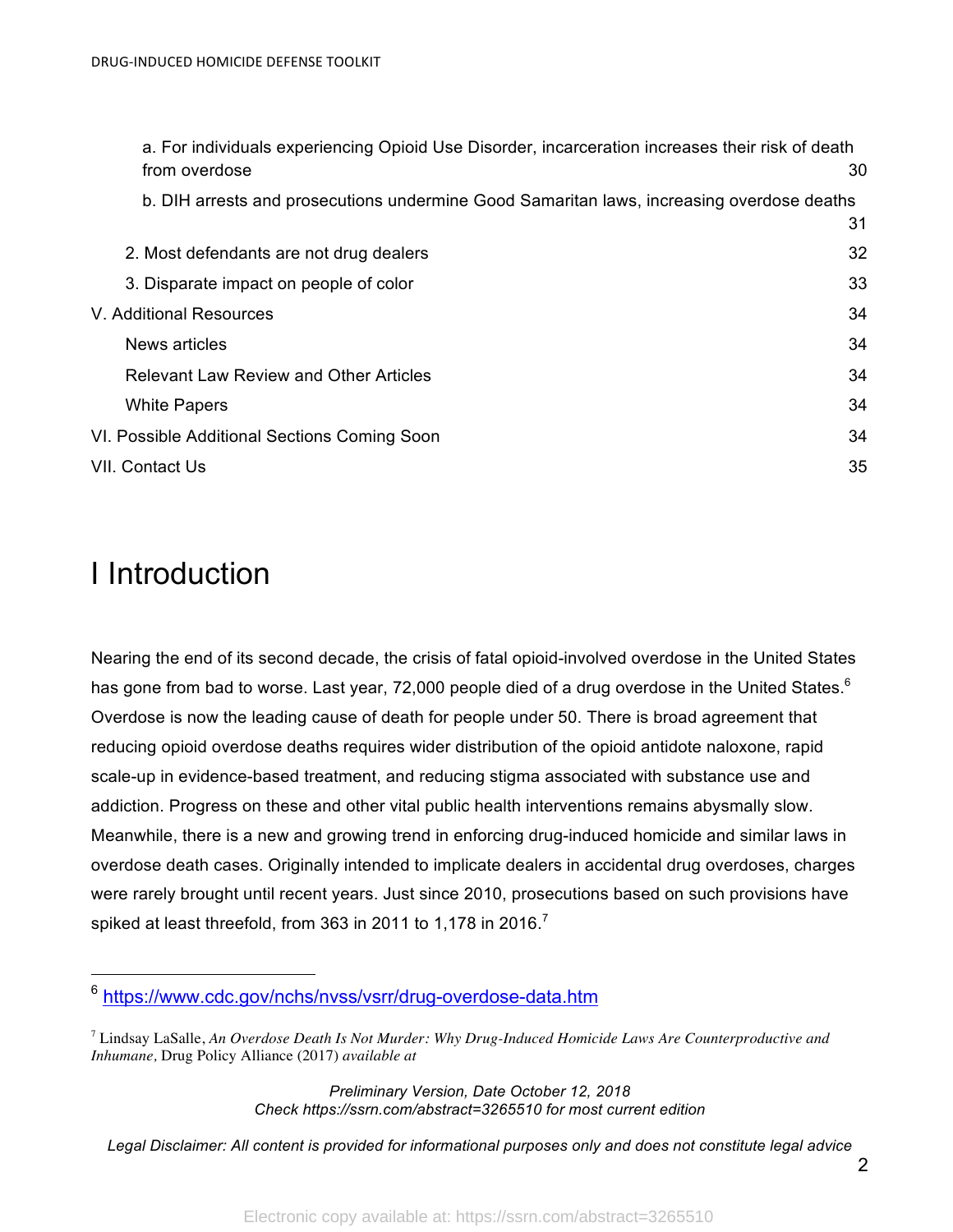a. For individuals experiencing Opioid Use Disorder, incarceration increases their risk of death from overdose 30

b. DIH arrests and prosecutions undermine Good Samaritan laws, increasing overdose deaths 31

2. Most defendants are not drug dealers 32

3. Disparate impact on people of color 33

V. Additional Resources 34

News articles 34

Relevant Law Review and Other Articles 34

White Papers 34

VI. Possible Additional Sections Coming Soon 34

VII. Contact Us 35

# I Introduction

Nearing the end of its second decade, the crisis of fatal opioid-involved overdose in the United States has gone from bad to worse. Last year, 72,000 people died of a drug overdose in the United States.[6] Overdose is now the leading cause of death for people under 50. There is broad agreement that reducing opioid overdose deaths requires wider distribution of the opioid antidote naloxone, rapid scale-up in evidence-based treatment, and reducing stigma associated with substance use and addiction. Progress on these and other vital public health interventions remains abysmally slow. Meanwhile, there is a new and growing trend in enforcing drug-induced homicide and similar laws in overdose death cases. Originally intended to implicate dealers in accidental drug overdoses, charges were rarely brought until recent years. Just since 2010, prosecutions based on such provisions have spiked at least threefold, from 363 in 2011 to 1,178 in 2016.[7]

---

[6] https://www.cdc.gov/nchs/nvss/vsrr/drug-overdose-data.htm

[7] Lindsay LaSalle, *An Overdose Death Is Not Murder: Why Drug-Induced Homicide Laws Are Counterproductive and Inhumane,* Drug Policy Alliance (2017) *available at*

*Preliminary Version, Date October 12, 2018*
*Check https://ssrn.com/abstract=3265510 for most current edition*

*Legal Disclaimer: All content is provided for informational purposes only and does not constitute legal advice*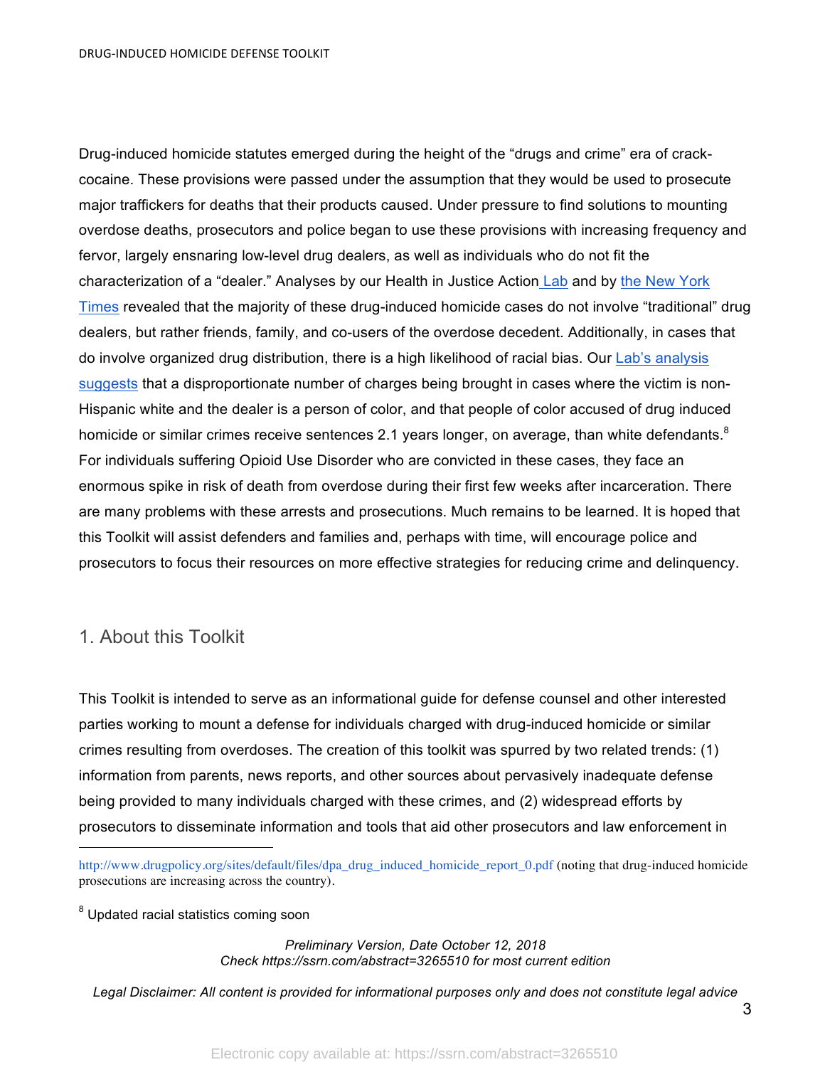Drug-induced homicide statutes emerged during the height of the "drugs and crime" era of crack-cocaine. These provisions were passed under the assumption that they would be used to prosecute major traffickers for deaths that their products caused. Under pressure to find solutions to mounting overdose deaths, prosecutors and police began to use these provisions with increasing frequency and fervor, largely ensnaring low-level drug dealers, as well as individuals who do not fit the characterization of a "dealer." Analyses by our Health in Justice Action Lab and by the New York Times revealed that the majority of these drug-induced homicide cases do not involve "traditional" drug dealers, but rather friends, family, and co-users of the overdose decedent. Additionally, in cases that do involve organized drug distribution, there is a high likelihood of racial bias. Our Lab's analysis suggests that a disproportionate number of charges being brought in cases where the victim is non-Hispanic white and the dealer is a person of color, and that people of color accused of drug induced homicide or similar crimes receive sentences 2.1 years longer, on average, than white defendants.[8] For individuals suffering Opioid Use Disorder who are convicted in these cases, they face an enormous spike in risk of death from overdose during their first few weeks after incarceration. There are many problems with these arrests and prosecutions. Much remains to be learned. It is hoped that this Toolkit will assist defenders and families and, perhaps with time, will encourage police and prosecutors to focus their resources on more effective strategies for reducing crime and delinquency.

## 1. About this Toolkit

This Toolkit is intended to serve as an informational guide for defense counsel and other interested parties working to mount a defense for individuals charged with drug-induced homicide or similar crimes resulting from overdoses. The creation of this toolkit was spurred by two related trends: (1) information from parents, news reports, and other sources about pervasively inadequate defense being provided to many individuals charged with these crimes, and (2) widespread efforts by prosecutors to disseminate information and tools that aid other prosecutors and law enforcement in

---

http://www.drugpolicy.org/sites/default/files/dpa_drug_induced_homicide_report_0.pdf (noting that drug-induced homicide prosecutions are increasing across the country).

[8] Updated racial statistics coming soon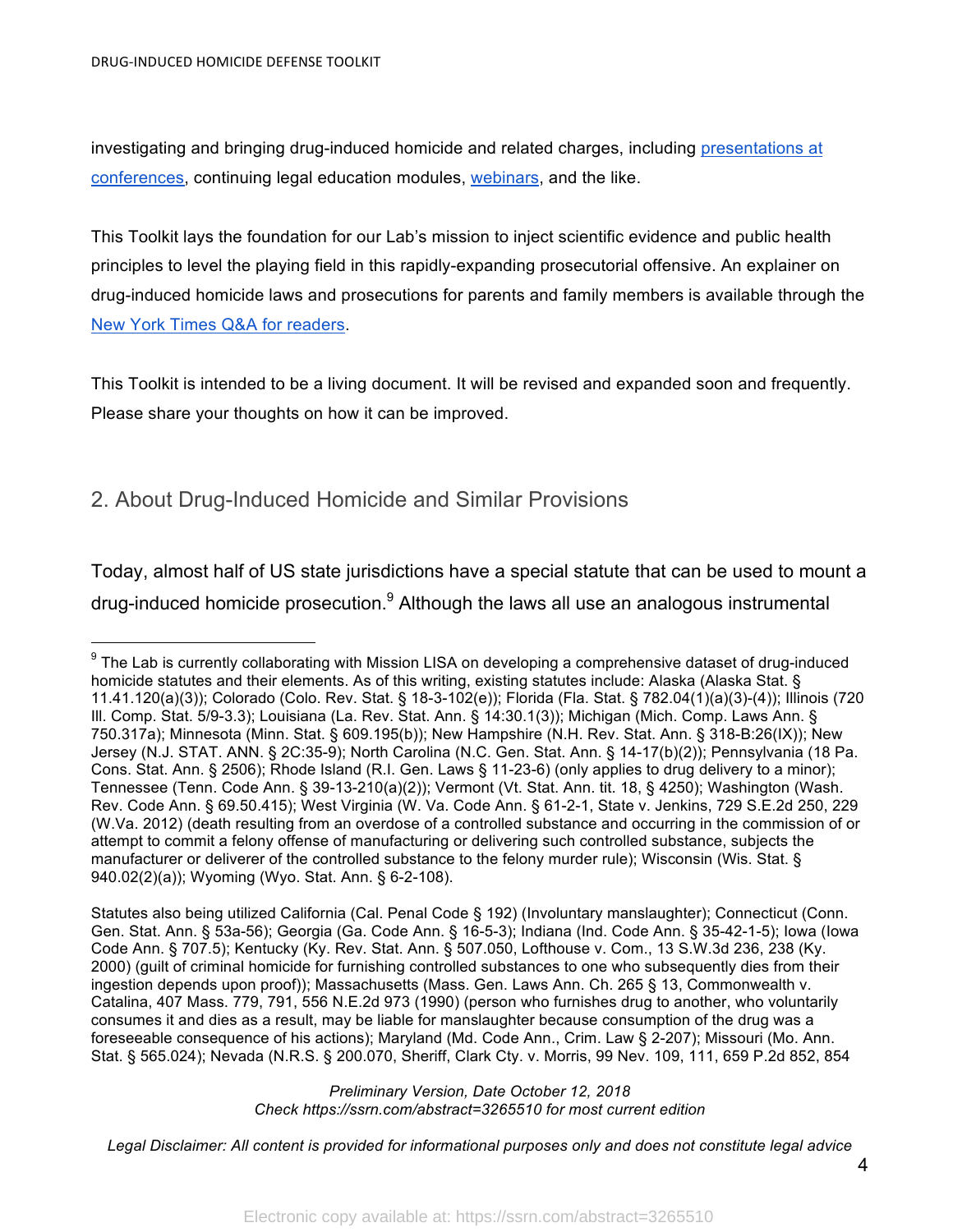investigating and bringing drug-induced homicide and related charges, including [presentations at conferences](), continuing legal education modules, [webinars](), and the like.

This Toolkit lays the foundation for our Lab's mission to inject scientific evidence and public health principles to level the playing field in this rapidly-expanding prosecutorial offensive. An explainer on drug-induced homicide laws and prosecutions for parents and family members is available through the [New York Times Q&A for readers]().

This Toolkit is intended to be a living document. It will be revised and expanded soon and frequently. Please share your thoughts on how it can be improved.

## 2. About Drug-Induced Homicide and Similar Provisions

Today, almost half of US state jurisdictions have a special statute that can be used to mount a drug-induced homicide prosecution.[9] Although the laws all use an analogous instrumental

---

[9] The Lab is currently collaborating with Mission LISA on developing a comprehensive dataset of drug-induced homicide statutes and their elements. As of this writing, existing statutes include: Alaska (Alaska Stat. § 11.41.120(a)(3)); Colorado (Colo. Rev. Stat. § 18-3-102(e)); Florida (Fla. Stat. § 782.04(1)(a)(3)-(4)); Illinois (720 Ill. Comp. Stat. 5/9-3.3); Louisiana (La. Rev. Stat. Ann. § 14:30.1(3)); Michigan (Mich. Comp. Laws Ann. § 750.317a); Minnesota (Minn. Stat. § 609.195(b)); New Hampshire (N.H. Rev. Stat. Ann. § 318-B:26(IX)); New Jersey (N.J. STAT. ANN. § 2C:35-9); North Carolina (N.C. Gen. Stat. Ann. § 14-17(b)(2)); Pennsylvania (18 Pa. Cons. Stat. Ann. § 2506); Rhode Island (R.I. Gen. Laws § 11-23-6) (only applies to drug delivery to a minor); Tennessee (Tenn. Code Ann. § 39-13-210(a)(2)); Vermont (Vt. Stat. Ann. tit. 18, § 4250); Washington (Wash. Rev. Code Ann. § 69.50.415); West Virginia (W. Va. Code Ann. § 61-2-1, State v. Jenkins, 729 S.E.2d 250, 229 (W.Va. 2012) (death resulting from an overdose of a controlled substance and occurring in the commission of or attempt to commit a felony offense of manufacturing or delivering such controlled substance, subjects the manufacturer or deliverer of the controlled substance to the felony murder rule); Wisconsin (Wis. Stat. § 940.02(2)(a)); Wyoming (Wyo. Stat. Ann. § 6-2-108).

Statutes also being utilized California (Cal. Penal Code § 192) (Involuntary manslaughter); Connecticut (Conn. Gen. Stat. Ann. § 53a-56); Georgia (Ga. Code Ann. § 16-5-3); Indiana (Ind. Code Ann. § 35-42-1-5); Iowa (Iowa Code Ann. § 707.5); Kentucky (Ky. Rev. Stat. Ann. § 507.050, Lofthouse v. Com., 13 S.W.3d 236, 238 (Ky. 2000) (guilt of criminal homicide for furnishing controlled substances to one who subsequently dies from their ingestion depends upon proof)); Massachusetts (Mass. Gen. Laws Ann. Ch. 265 § 13, Commonwealth v. Catalina, 407 Mass. 779, 791, 556 N.E.2d 973 (1990) (person who furnishes drug to another, who voluntarily consumes it and dies as a result, may be liable for manslaughter because consumption of the drug was a foreseeable consequence of his actions); Maryland (Md. Code Ann., Crim. Law § 2-207); Missouri (Mo. Ann. Stat. § 565.024); Nevada (N.R.S. § 200.070, Sheriff, Clark Cty. v. Morris, 99 Nev. 109, 111, 659 P.2d 852, 854

*Legal Disclaimer: All content is provided for informational purposes only and does not constitute legal advice*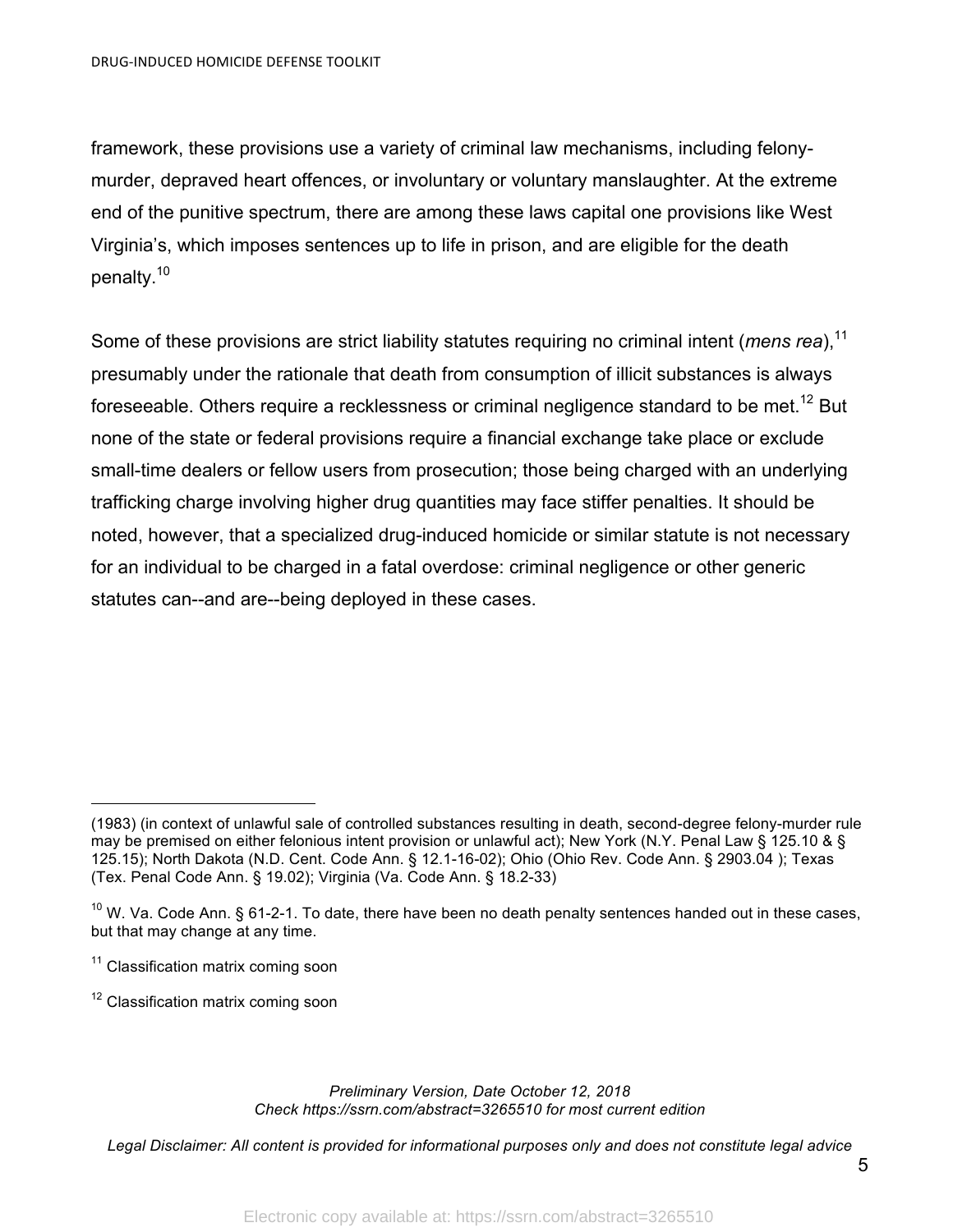framework, these provisions use a variety of criminal law mechanisms, including felony-murder, depraved heart offences, or involuntary or voluntary manslaughter. At the extreme end of the punitive spectrum, there are among these laws capital one provisions like West Virginia's, which imposes sentences up to life in prison, and are eligible for the death penalty.[10]

Some of these provisions are strict liability statutes requiring no criminal intent (*mens rea*),[11] presumably under the rationale that death from consumption of illicit substances is always foreseeable. Others require a recklessness or criminal negligence standard to be met.[12] But none of the state or federal provisions require a financial exchange take place or exclude small-time dealers or fellow users from prosecution; those being charged with an underlying trafficking charge involving higher drug quantities may face stiffer penalties. It should be noted, however, that a specialized drug-induced homicide or similar statute is not necessary for an individual to be charged in a fatal overdose: criminal negligence or other generic statutes can--and are--being deployed in these cases.

---

(1983) (in context of unlawful sale of controlled substances resulting in death, second-degree felony-murder rule may be premised on either felonious intent provision or unlawful act); New York (N.Y. Penal Law § 125.10 & § 125.15); North Dakota (N.D. Cent. Code Ann. § 12.1-16-02); Ohio (Ohio Rev. Code Ann. § 2903.04 ); Texas (Tex. Penal Code Ann. § 19.02); Virginia (Va. Code Ann. § 18.2-33)

[10] W. Va. Code Ann. § 61-2-1. To date, there have been no death penalty sentences handed out in these cases, but that may change at any time.

[11] Classification matrix coming soon

[12] Classification matrix coming soon

*Preliminary Version, Date October 12, 2018*
*Check https://ssrn.com/abstract=3265510 for most current edition*

*Legal Disclaimer: All content is provided for informational purposes only and does not constitute legal advice*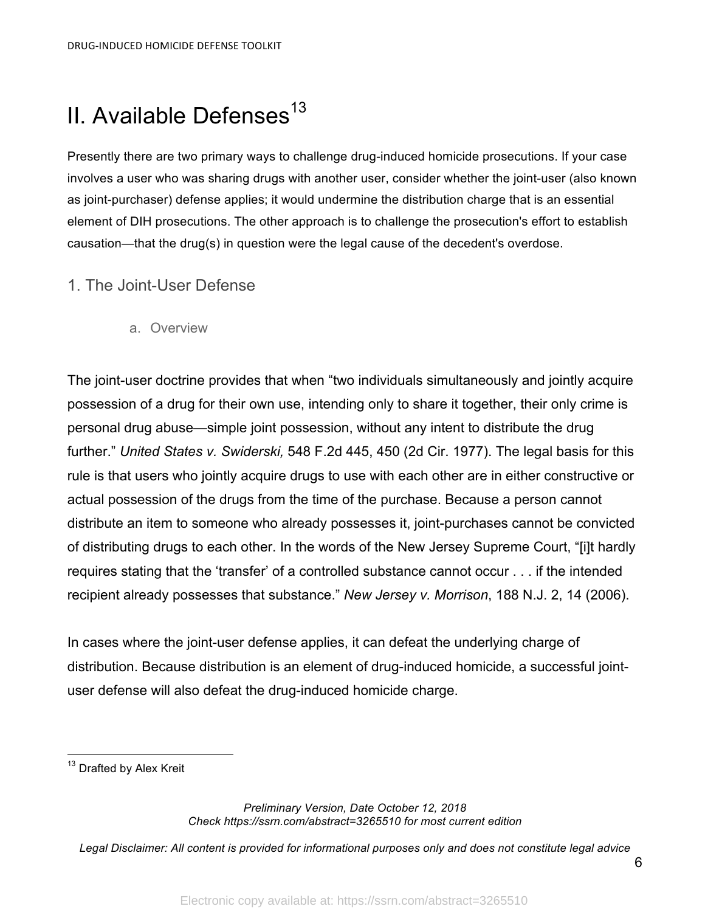# II. Available Defenses[13]

Presently there are two primary ways to challenge drug-induced homicide prosecutions. If your case involves a user who was sharing drugs with another user, consider whether the joint-user (also known as joint-purchaser) defense applies; it would undermine the distribution charge that is an essential element of DIH prosecutions. The other approach is to challenge the prosecution's effort to establish causation—that the drug(s) in question were the legal cause of the decedent's overdose.

## 1. The Joint-User Defense

### a. Overview

The joint-user doctrine provides that when "two individuals simultaneously and jointly acquire possession of a drug for their own use, intending only to share it together, their only crime is personal drug abuse—simple joint possession, without any intent to distribute the drug further." *United States v. Swiderski,* 548 F.2d 445, 450 (2d Cir. 1977). The legal basis for this rule is that users who jointly acquire drugs to use with each other are in either constructive or actual possession of the drugs from the time of the purchase. Because a person cannot distribute an item to someone who already possesses it, joint-purchases cannot be convicted of distributing drugs to each other. In the words of the New Jersey Supreme Court, "[i]t hardly requires stating that the 'transfer' of a controlled substance cannot occur . . . if the intended recipient already possesses that substance." *New Jersey v. Morrison*, 188 N.J. 2, 14 (2006).

In cases where the joint-user defense applies, it can defeat the underlying charge of distribution. Because distribution is an element of drug-induced homicide, a successful joint-user defense will also defeat the drug-induced homicide charge.

---

[13] Drafted by Alex Kreit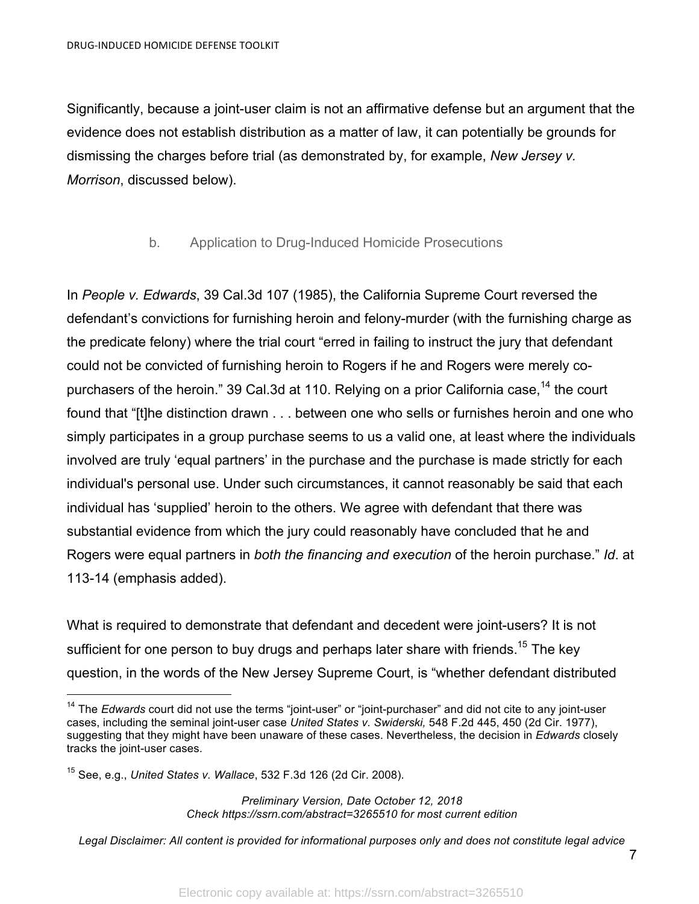Significantly, because a joint-user claim is not an affirmative defense but an argument that the evidence does not establish distribution as a matter of law, it can potentially be grounds for dismissing the charges before trial (as demonstrated by, for example, *New Jersey v. Morrison*, discussed below).

### b. Application to Drug-Induced Homicide Prosecutions

In *People v. Edwards*, 39 Cal.3d 107 (1985), the California Supreme Court reversed the defendant's convictions for furnishing heroin and felony-murder (with the furnishing charge as the predicate felony) where the trial court "erred in failing to instruct the jury that defendant could not be convicted of furnishing heroin to Rogers if he and Rogers were merely co-purchasers of the heroin." 39 Cal.3d at 110. Relying on a prior California case,[14] the court found that "[t]he distinction drawn . . . between one who sells or furnishes heroin and one who simply participates in a group purchase seems to us a valid one, at least where the individuals involved are truly 'equal partners' in the purchase and the purchase is made strictly for each individual's personal use. Under such circumstances, it cannot reasonably be said that each individual has 'supplied' heroin to the others. We agree with defendant that there was substantial evidence from which the jury could reasonably have concluded that he and Rogers were equal partners in *both the financing and execution* of the heroin purchase." *Id*. at 113-14 (emphasis added).

What is required to demonstrate that defendant and decedent were joint-users? It is not sufficient for one person to buy drugs and perhaps later share with friends.[15] The key question, in the words of the New Jersey Supreme Court, is "whether defendant distributed

---

[14] The *Edwards* court did not use the terms "joint-user" or "joint-purchaser" and did not cite to any joint-user cases, including the seminal joint-user case *United States v. Swiderski,* 548 F.2d 445, 450 (2d Cir. 1977), suggesting that they might have been unaware of these cases. Nevertheless, the decision in *Edwards* closely tracks the joint-user cases.

[15] See, e.g., *United States v. Wallace*, 532 F.3d 126 (2d Cir. 2008).

*Preliminary Version, Date October 12, 2018*
*Check https://ssrn.com/abstract=3265510 for most current edition*

*Legal Disclaimer: All content is provided for informational purposes only and does not constitute legal advice*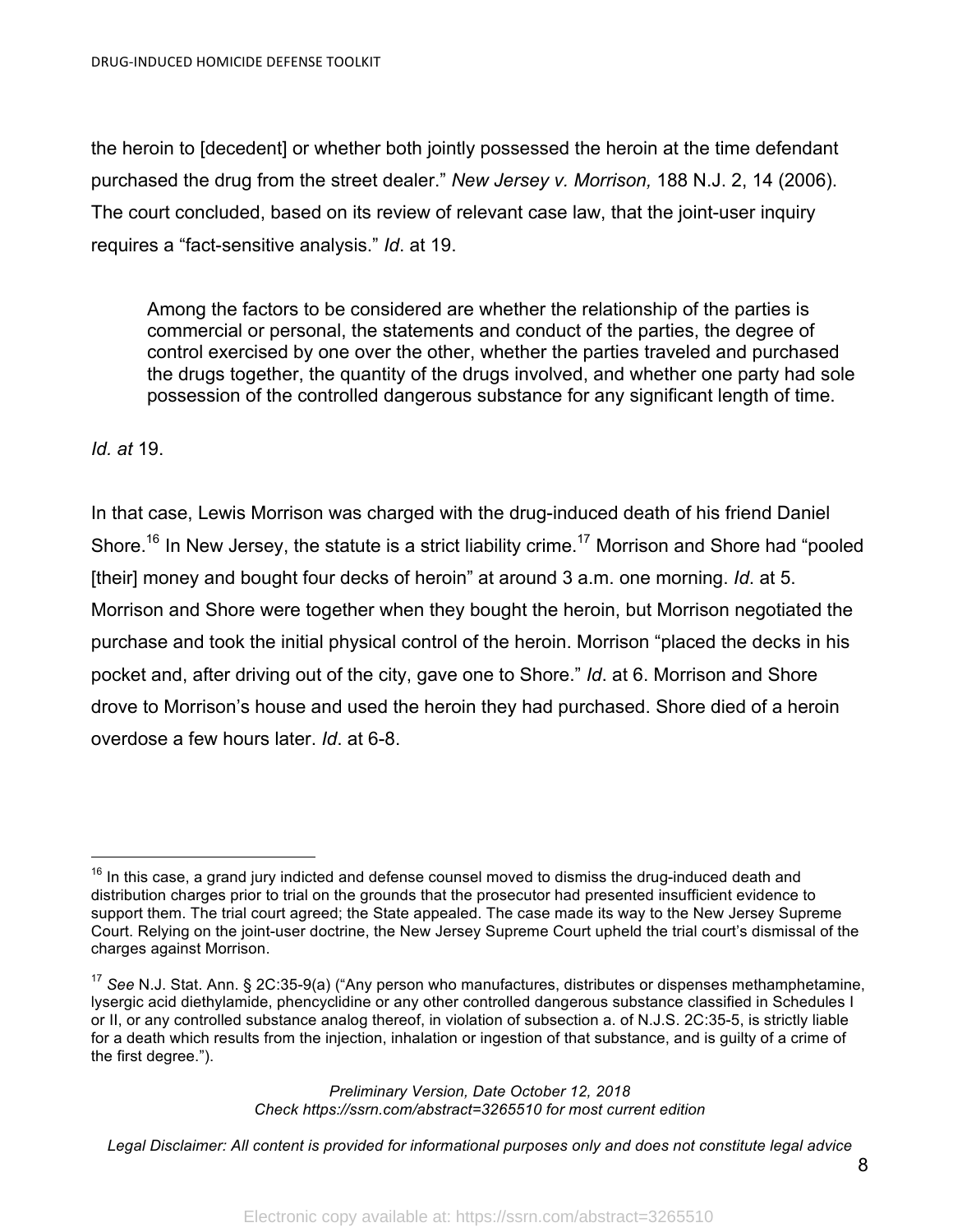the heroin to [decedent] or whether both jointly possessed the heroin at the time defendant purchased the drug from the street dealer." *New Jersey v. Morrison,* 188 N.J. 2, 14 (2006). The court concluded, based on its review of relevant case law, that the joint-user inquiry requires a "fact-sensitive analysis." *Id*. at 19.

> Among the factors to be considered are whether the relationship of the parties is commercial or personal, the statements and conduct of the parties, the degree of control exercised by one over the other, whether the parties traveled and purchased the drugs together, the quantity of the drugs involved, and whether one party had sole possession of the controlled dangerous substance for any significant length of time.

*Id. at* 19.

In that case, Lewis Morrison was charged with the drug-induced death of his friend Daniel Shore.[16] In New Jersey, the statute is a strict liability crime.[17] Morrison and Shore had "pooled [their] money and bought four decks of heroin" at around 3 a.m. one morning. *Id*. at 5. Morrison and Shore were together when they bought the heroin, but Morrison negotiated the purchase and took the initial physical control of the heroin. Morrison "placed the decks in his pocket and, after driving out of the city, gave one to Shore." *Id*. at 6. Morrison and Shore drove to Morrison's house and used the heroin they had purchased. Shore died of a heroin overdose a few hours later. *Id*. at 6-8.

---

[16] In this case, a grand jury indicted and defense counsel moved to dismiss the drug-induced death and distribution charges prior to trial on the grounds that the prosecutor had presented insufficient evidence to support them. The trial court agreed; the State appealed. The case made its way to the New Jersey Supreme Court. Relying on the joint-user doctrine, the New Jersey Supreme Court upheld the trial court's dismissal of the charges against Morrison.

[17] *See* N.J. Stat. Ann. § 2C:35-9(a) ("Any person who manufactures, distributes or dispenses methamphetamine, lysergic acid diethylamide, phencyclidine or any other controlled dangerous substance classified in Schedules I or II, or any controlled substance analog thereof, in violation of subsection a. of N.J.S. 2C:35-5, is strictly liable for a death which results from the injection, inhalation or ingestion of that substance, and is guilty of a crime of the first degree.").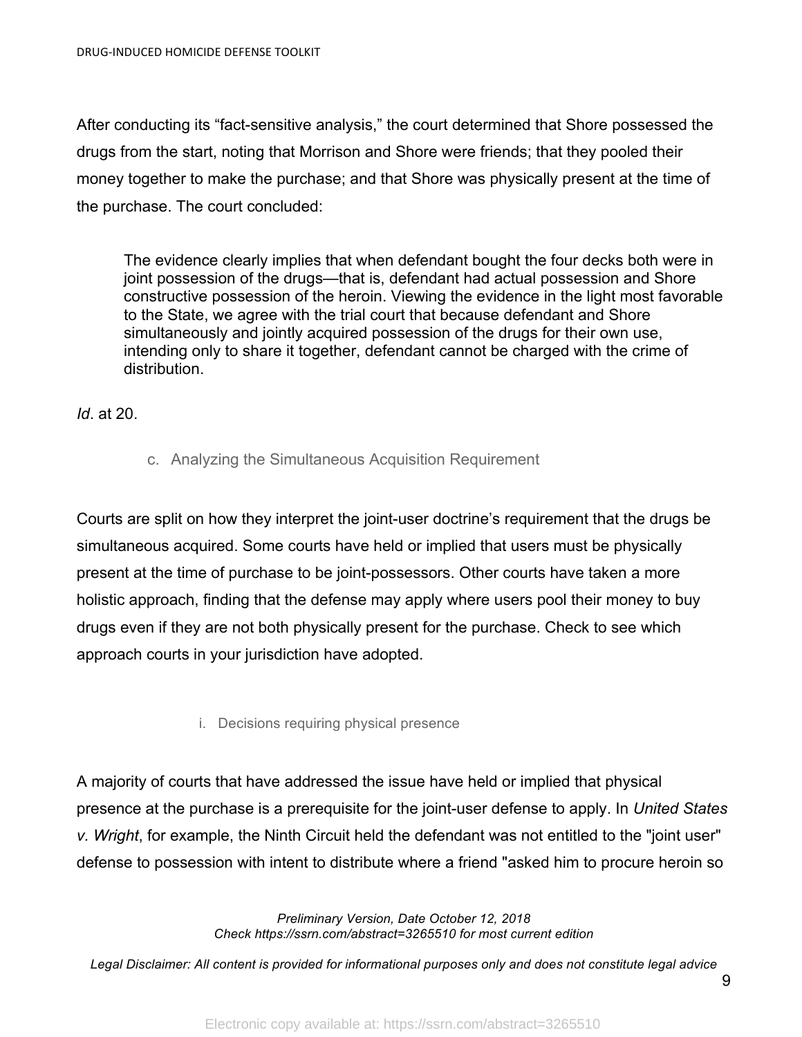After conducting its “fact-sensitive analysis,” the court determined that Shore possessed the drugs from the start, noting that Morrison and Shore were friends; that they pooled their money together to make the purchase; and that Shore was physically present at the time of the purchase. The court concluded:

> The evidence clearly implies that when defendant bought the four decks both were in joint possession of the drugs—that is, defendant had actual possession and Shore constructive possession of the heroin. Viewing the evidence in the light most favorable to the State, we agree with the trial court that because defendant and Shore simultaneously and jointly acquired possession of the drugs for their own use, intending only to share it together, defendant cannot be charged with the crime of distribution.

*Id*. at 20.

### c. Analyzing the Simultaneous Acquisition Requirement

Courts are split on how they interpret the joint-user doctrine’s requirement that the drugs be simultaneous acquired. Some courts have held or implied that users must be physically present at the time of purchase to be joint-possessors. Other courts have taken a more holistic approach, finding that the defense may apply where users pool their money to buy drugs even if they are not both physically present for the purchase. Check to see which approach courts in your jurisdiction have adopted.

#### i. Decisions requiring physical presence

A majority of courts that have addressed the issue have held or implied that physical presence at the purchase is a prerequisite for the joint-user defense to apply. In *United States v. Wright*, for example, the Ninth Circuit held the defendant was not entitled to the "joint user" defense to possession with intent to distribute where a friend "asked him to procure heroin so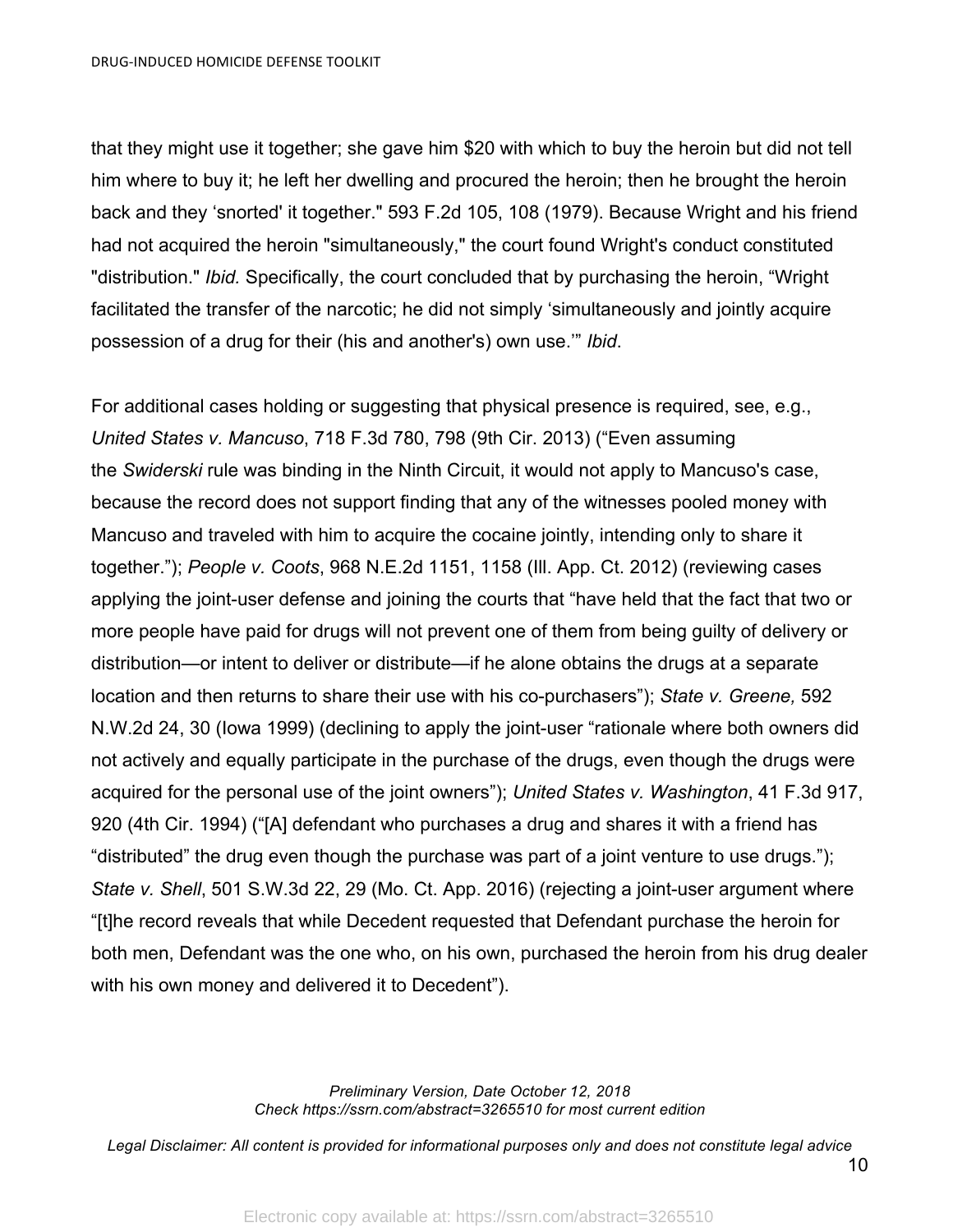that they might use it together; she gave him $20 with which to buy the heroin but did not tell him where to buy it; he left her dwelling and procured the heroin; then he brought the heroin back and they 'snorted' it together." 593 F.2d 105, 108 (1979). Because Wright and his friend had not acquired the heroin "simultaneously," the court found Wright's conduct constituted "distribution." *Ibid.* Specifically, the court concluded that by purchasing the heroin, "Wright facilitated the transfer of the narcotic; he did not simply 'simultaneously and jointly acquire possession of a drug for their (his and another's) own use.'" *Ibid*.

For additional cases holding or suggesting that physical presence is required, see, e.g., *United States v. Mancuso*, 718 F.3d 780, 798 (9th Cir. 2013) ("Even assuming the *Swiderski* rule was binding in the Ninth Circuit, it would not apply to Mancuso's case, because the record does not support finding that any of the witnesses pooled money with Mancuso and traveled with him to acquire the cocaine jointly, intending only to share it together."); *People v. Coots*, 968 N.E.2d 1151, 1158 (Ill. App. Ct. 2012) (reviewing cases applying the joint-user defense and joining the courts that "have held that the fact that two or more people have paid for drugs will not prevent one of them from being guilty of delivery or distribution—or intent to deliver or distribute—if he alone obtains the drugs at a separate location and then returns to share their use with his co-purchasers"); *State v. Greene,* 592 N.W.2d 24, 30 (Iowa 1999) (declining to apply the joint-user "rationale where both owners did not actively and equally participate in the purchase of the drugs, even though the drugs were acquired for the personal use of the joint owners"); *United States v. Washington*, 41 F.3d 917, 920 (4th Cir. 1994) ("[A] defendant who purchases a drug and shares it with a friend has "distributed" the drug even though the purchase was part of a joint venture to use drugs."); *State v. Shell*, 501 S.W.3d 22, 29 (Mo. Ct. App. 2016) (rejecting a joint-user argument where "[t]he record reveals that while Decedent requested that Defendant purchase the heroin for both men, Defendant was the one who, on his own, purchased the heroin from his drug dealer with his own money and delivered it to Decedent").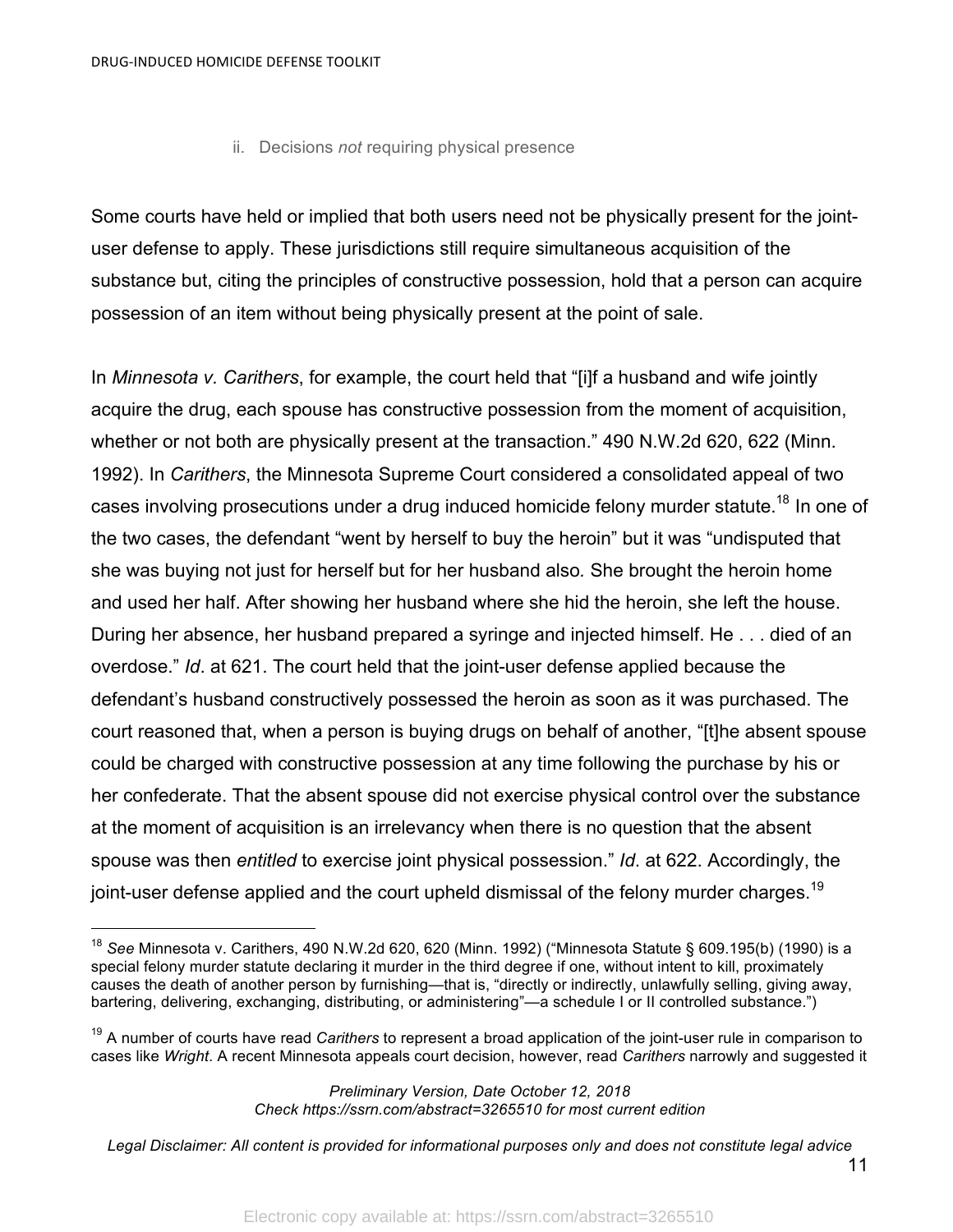#### ii. Decisions *not* requiring physical presence

Some courts have held or implied that both users need not be physically present for the joint-user defense to apply. These jurisdictions still require simultaneous acquisition of the substance but, citing the principles of constructive possession, hold that a person can acquire possession of an item without being physically present at the point of sale.

In *Minnesota v. Carithers*, for example, the court held that "[i]f a husband and wife jointly acquire the drug, each spouse has constructive possession from the moment of acquisition, whether or not both are physically present at the transaction." 490 N.W.2d 620, 622 (Minn. 1992). In *Carithers*, the Minnesota Supreme Court considered a consolidated appeal of two cases involving prosecutions under a drug induced homicide felony murder statute.[18] In one of the two cases, the defendant "went by herself to buy the heroin" but it was "undisputed that she was buying not just for herself but for her husband also. She brought the heroin home and used her half. After showing her husband where she hid the heroin, she left the house. During her absence, her husband prepared a syringe and injected himself. He . . . died of an overdose." *Id*. at 621. The court held that the joint-user defense applied because the defendant's husband constructively possessed the heroin as soon as it was purchased. The court reasoned that, when a person is buying drugs on behalf of another, "[t]he absent spouse could be charged with constructive possession at any time following the purchase by his or her confederate. That the absent spouse did not exercise physical control over the substance at the moment of acquisition is an irrelevancy when there is no question that the absent spouse was then *entitled* to exercise joint physical possession." *Id*. at 622. Accordingly, the joint-user defense applied and the court upheld dismissal of the felony murder charges.[19]

---

[18] *See* Minnesota v. Carithers, 490 N.W.2d 620, 620 (Minn. 1992) ("Minnesota Statute § 609.195(b) (1990) is a special felony murder statute declaring it murder in the third degree if one, without intent to kill, proximately causes the death of another person by furnishing—that is, "directly or indirectly, unlawfully selling, giving away, bartering, delivering, exchanging, distributing, or administering"—a schedule I or II controlled substance.")

[19] A number of courts have read *Carithers* to represent a broad application of the joint-user rule in comparison to cases like *Wright*. A recent Minnesota appeals court decision, however, read *Carithers* narrowly and suggested it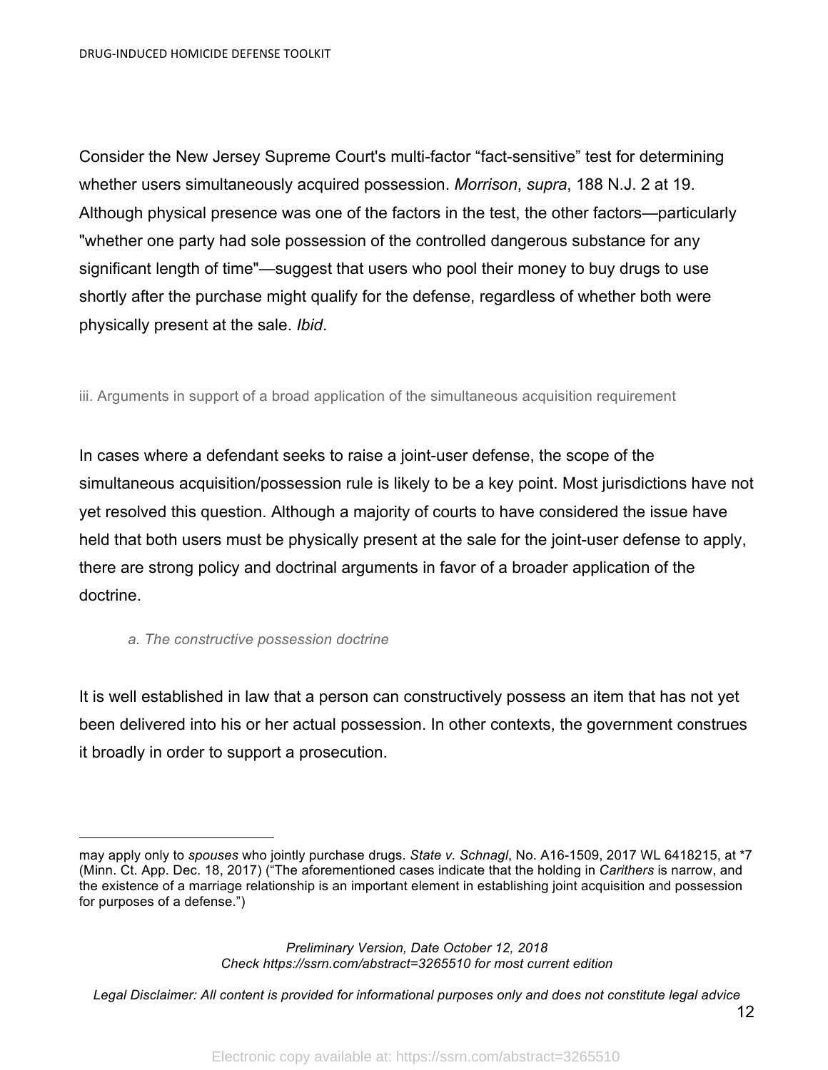Consider the New Jersey Supreme Court's multi-factor "fact-sensitive" test for determining whether users simultaneously acquired possession. *Morrison*, *supra*, 188 N.J. 2 at 19. Although physical presence was one of the factors in the test, the other factors—particularly "whether one party had sole possession of the controlled dangerous substance for any significant length of time"—suggest that users who pool their money to buy drugs to use shortly after the purchase might qualify for the defense, regardless of whether both were physically present at the sale. *Ibid*.

### iii. Arguments in support of a broad application of the simultaneous acquisition requirement

In cases where a defendant seeks to raise a joint-user defense, the scope of the simultaneous acquisition/possession rule is likely to be a key point. Most jurisdictions have not yet resolved this question. Although a majority of courts to have considered the issue have held that both users must be physically present at the sale for the joint-user defense to apply, there are strong policy and doctrinal arguments in favor of a broader application of the doctrine.

#### *a. The constructive possession doctrine*

It is well established in law that a person can constructively possess an item that has not yet been delivered into his or her actual possession. In other contexts, the government construes it broadly in order to support a prosecution.

---

may apply only to *spouses* who jointly purchase drugs. *State v. Schnagl*, No. A16-1509, 2017 WL 6418215, at *7 (Minn. Ct. App. Dec. 18, 2017) ("The aforementioned cases indicate that the holding in *Carithers* is narrow, and the existence of a marriage relationship is an important element in establishing joint acquisition and possession for purposes of a defense.")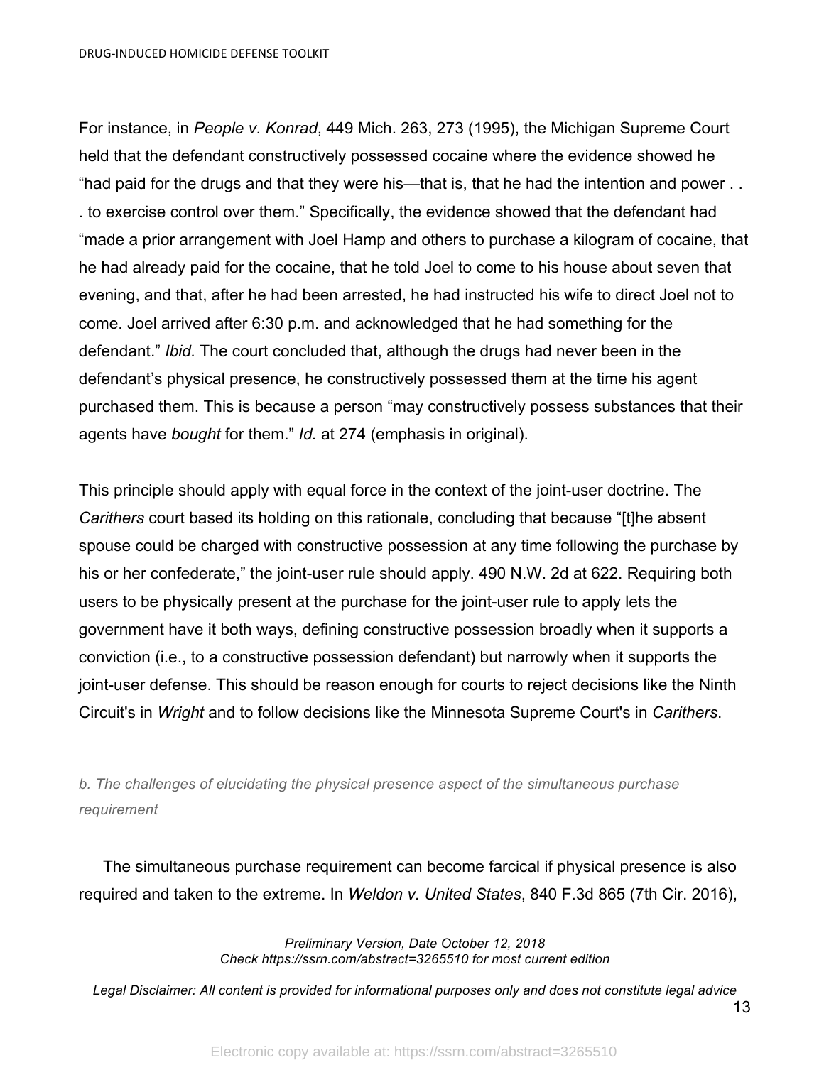For instance, in *People v. Konrad*, 449 Mich. 263, 273 (1995), the Michigan Supreme Court held that the defendant constructively possessed cocaine where the evidence showed he "had paid for the drugs and that they were his—that is, that he had the intention and power . . . to exercise control over them." Specifically, the evidence showed that the defendant had "made a prior arrangement with Joel Hamp and others to purchase a kilogram of cocaine, that he had already paid for the cocaine, that he told Joel to come to his house about seven that evening, and that, after he had been arrested, he had instructed his wife to direct Joel not to come. Joel arrived after 6:30 p.m. and acknowledged that he had something for the defendant." *Ibid.* The court concluded that, although the drugs had never been in the defendant's physical presence, he constructively possessed them at the time his agent purchased them. This is because a person "may constructively possess substances that their agents have *bought* for them." *Id.* at 274 (emphasis in original).

This principle should apply with equal force in the context of the joint-user doctrine. The *Carithers* court based its holding on this rationale, concluding that because "[t]he absent spouse could be charged with constructive possession at any time following the purchase by his or her confederate," the joint-user rule should apply. 490 N.W. 2d at 622. Requiring both users to be physically present at the purchase for the joint-user rule to apply lets the government have it both ways, defining constructive possession broadly when it supports a conviction (i.e., to a constructive possession defendant) but narrowly when it supports the joint-user defense. This should be reason enough for courts to reject decisions like the Ninth Circuit's in *Wright* and to follow decisions like the Minnesota Supreme Court's in *Carithers*.

*b. The challenges of elucidating the physical presence aspect of the simultaneous purchase requirement*

The simultaneous purchase requirement can become farcical if physical presence is also required and taken to the extreme. In *Weldon v. United States*, 840 F.3d 865 (7th Cir. 2016),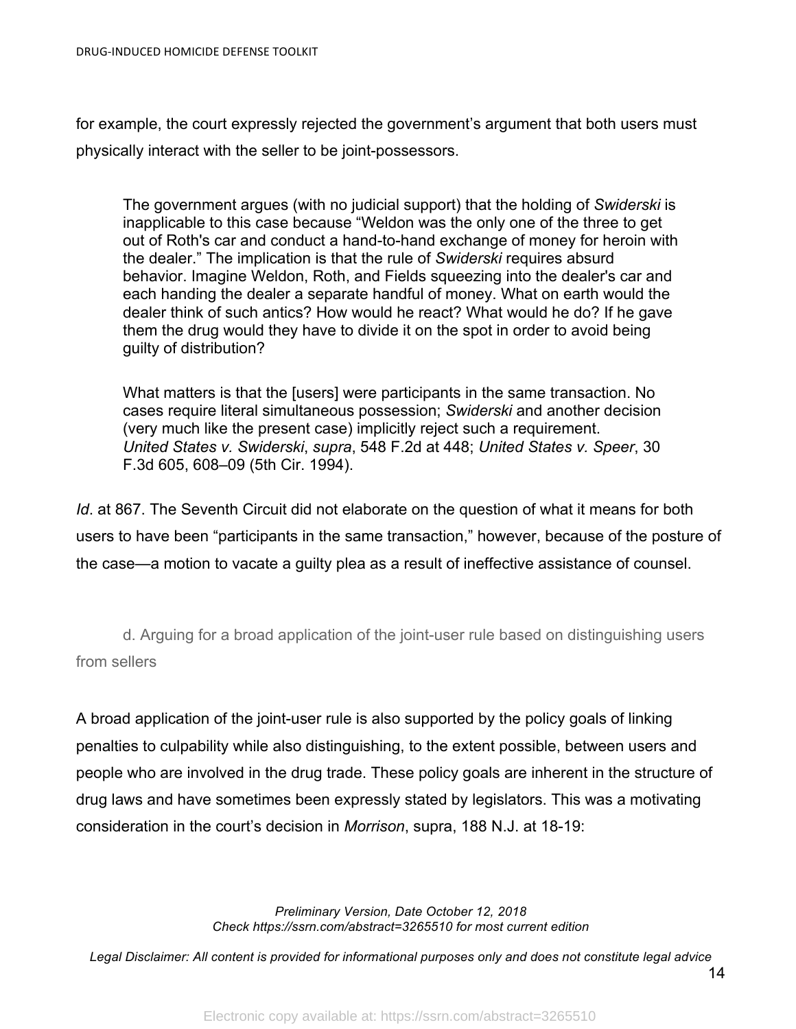for example, the court expressly rejected the government's argument that both users must physically interact with the seller to be joint-possessors.

> The government argues (with no judicial support) that the holding of *Swiderski* is inapplicable to this case because "Weldon was the only one of the three to get out of Roth's car and conduct a hand-to-hand exchange of money for heroin with the dealer." The implication is that the rule of *Swiderski* requires absurd behavior. Imagine Weldon, Roth, and Fields squeezing into the dealer's car and each handing the dealer a separate handful of money. What on earth would the dealer think of such antics? How would he react? What would he do? If he gave them the drug would they have to divide it on the spot in order to avoid being guilty of distribution?
>
> What matters is that the [users] were participants in the same transaction. No cases require literal simultaneous possession; *Swiderski* and another decision (very much like the present case) implicitly reject such a requirement. *United States v. Swiderski*, *supra*, 548 F.2d at 448; *United States v. Speer*, 30 F.3d 605, 608–09 (5th Cir. 1994).

*Id*. at 867. The Seventh Circuit did not elaborate on the question of what it means for both users to have been "participants in the same transaction," however, because of the posture of the case—a motion to vacate a guilty plea as a result of ineffective assistance of counsel.

#### d. Arguing for a broad application of the joint-user rule based on distinguishing users from sellers

A broad application of the joint-user rule is also supported by the policy goals of linking penalties to culpability while also distinguishing, to the extent possible, between users and people who are involved in the drug trade. These policy goals are inherent in the structure of drug laws and have sometimes been expressly stated by legislators. This was a motivating consideration in the court's decision in *Morrison*, supra, 188 N.J. at 18-19: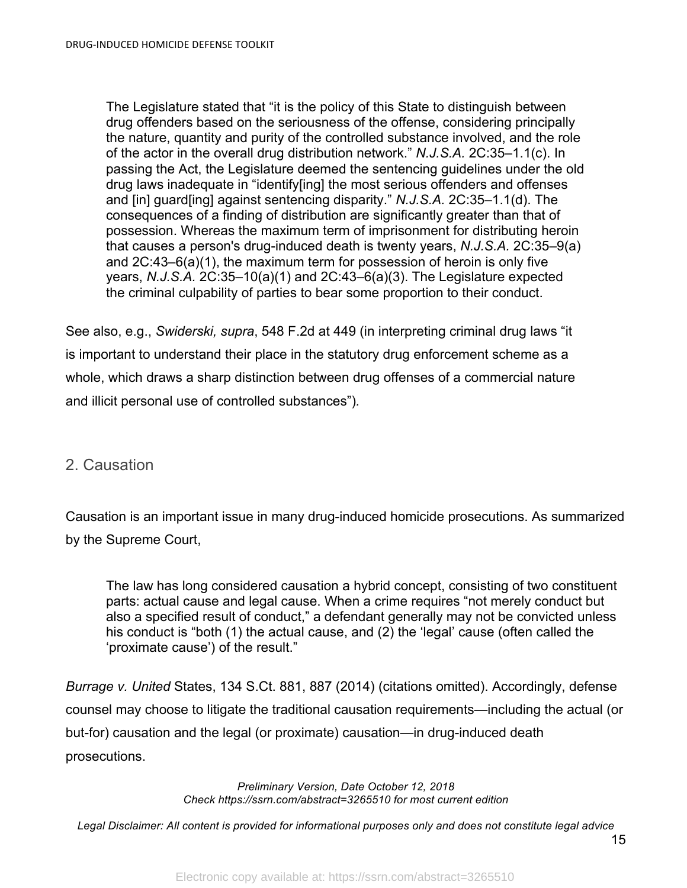> The Legislature stated that "it is the policy of this State to distinguish between drug offenders based on the seriousness of the offense, considering principally the nature, quantity and purity of the controlled substance involved, and the role of the actor in the overall drug distribution network." *N.J.S.A.* 2C:35–1.1(c). In passing the Act, the Legislature deemed the sentencing guidelines under the old drug laws inadequate in "identify[ing] the most serious offenders and offenses and [in] guard[ing] against sentencing disparity." *N.J.S.A.* 2C:35–1.1(d). The consequences of a finding of distribution are significantly greater than that of possession. Whereas the maximum term of imprisonment for distributing heroin that causes a person's drug-induced death is twenty years, *N.J.S.A.* 2C:35–9(a) and 2C:43–6(a)(1), the maximum term for possession of heroin is only five years, *N.J.S.A.* 2C:35–10(a)(1) and 2C:43–6(a)(3). The Legislature expected the criminal culpability of parties to bear some proportion to their conduct.

See also, e.g., *Swiderski, supra*, 548 F.2d at 449 (in interpreting criminal drug laws "it is important to understand their place in the statutory drug enforcement scheme as a whole, which draws a sharp distinction between drug offenses of a commercial nature and illicit personal use of controlled substances").

## 2. Causation

Causation is an important issue in many drug-induced homicide prosecutions. As summarized by the Supreme Court,

> The law has long considered causation a hybrid concept, consisting of two constituent parts: actual cause and legal cause. When a crime requires "not merely conduct but also a specified result of conduct," a defendant generally may not be convicted unless his conduct is "both (1) the actual cause, and (2) the 'legal' cause (often called the 'proximate cause') of the result."

*Burrage v. United* States, 134 S.Ct. 881, 887 (2014) (citations omitted). Accordingly, defense counsel may choose to litigate the traditional causation requirements—including the actual (or but-for) causation and the legal (or proximate) causation—in drug-induced death prosecutions.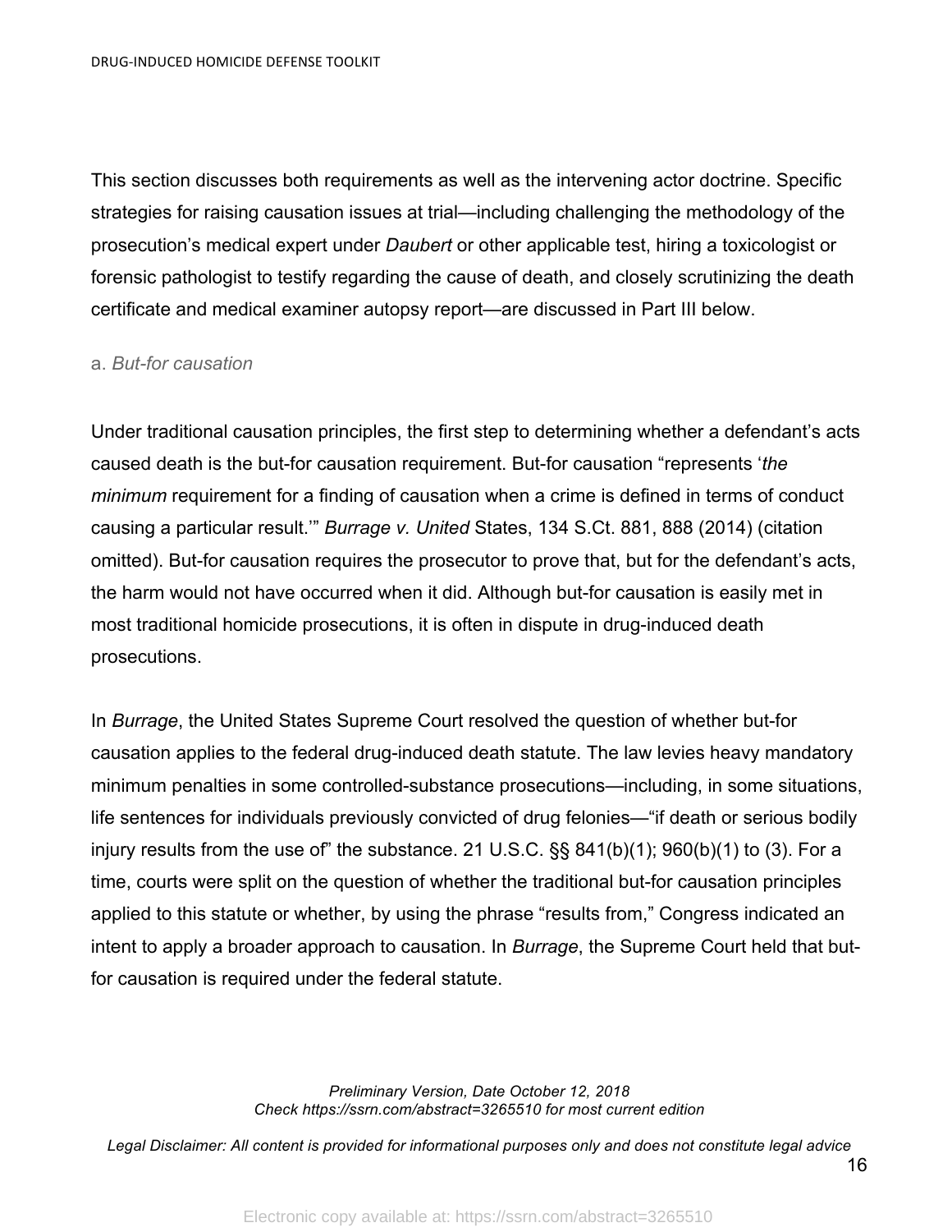This section discusses both requirements as well as the intervening actor doctrine. Specific strategies for raising causation issues at trial—including challenging the methodology of the prosecution's medical expert under *Daubert* or other applicable test, hiring a toxicologist or forensic pathologist to testify regarding the cause of death, and closely scrutinizing the death certificate and medical examiner autopsy report—are discussed in Part III below.

a. *But-for causation*

Under traditional causation principles, the first step to determining whether a defendant's acts caused death is the but-for causation requirement. But-for causation "represents '*the minimum* requirement for a finding of causation when a crime is defined in terms of conduct causing a particular result.'" *Burrage v. United* States, 134 S.Ct. 881, 888 (2014) (citation omitted). But-for causation requires the prosecutor to prove that, but for the defendant's acts, the harm would not have occurred when it did. Although but-for causation is easily met in most traditional homicide prosecutions, it is often in dispute in drug-induced death prosecutions.

In *Burrage*, the United States Supreme Court resolved the question of whether but-for causation applies to the federal drug-induced death statute. The law levies heavy mandatory minimum penalties in some controlled-substance prosecutions—including, in some situations, life sentences for individuals previously convicted of drug felonies—"if death or serious bodily injury results from the use of" the substance. 21 U.S.C. §§ 841(b)(1); 960(b)(1) to (3). For a time, courts were split on the question of whether the traditional but-for causation principles applied to this statute or whether, by using the phrase "results from," Congress indicated an intent to apply a broader approach to causation. In *Burrage*, the Supreme Court held that but-for causation is required under the federal statute.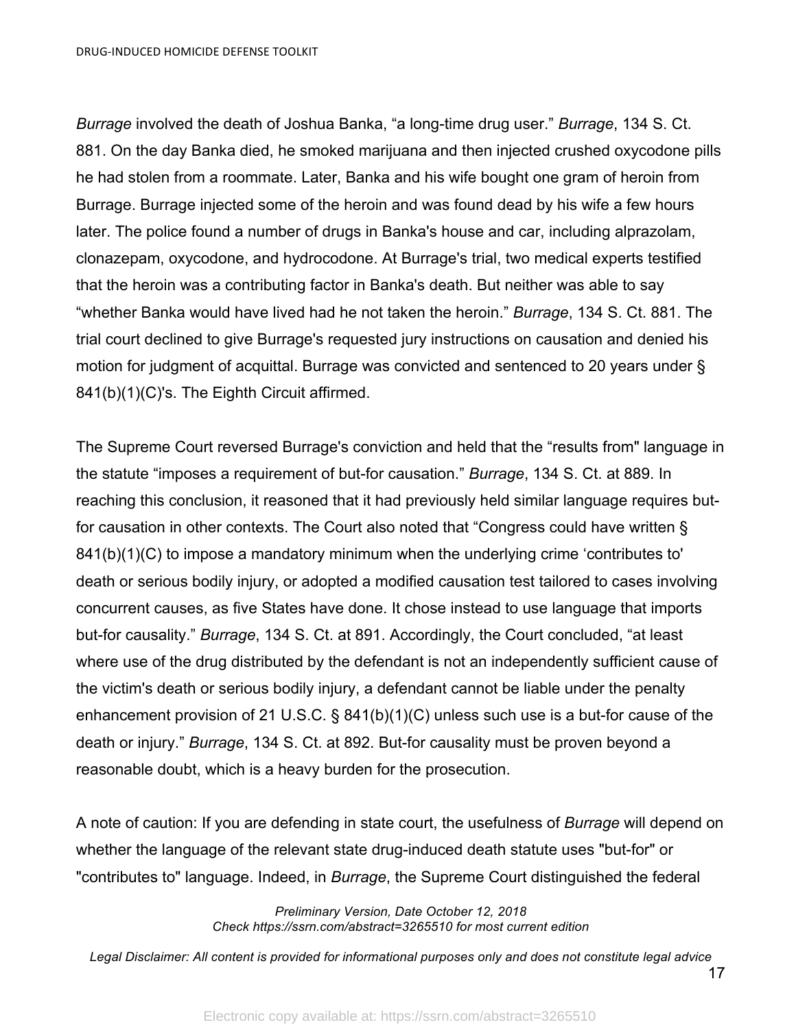*Burrage* involved the death of Joshua Banka, “a long-time drug user.” *Burrage*, 134 S. Ct. 881. On the day Banka died, he smoked marijuana and then injected crushed oxycodone pills he had stolen from a roommate. Later, Banka and his wife bought one gram of heroin from Burrage. Burrage injected some of the heroin and was found dead by his wife a few hours later. The police found a number of drugs in Banka's house and car, including alprazolam, clonazepam, oxycodone, and hydrocodone. At Burrage's trial, two medical experts testified that the heroin was a contributing factor in Banka's death. But neither was able to say “whether Banka would have lived had he not taken the heroin.” *Burrage*, 134 S. Ct. 881. The trial court declined to give Burrage's requested jury instructions on causation and denied his motion for judgment of acquittal. Burrage was convicted and sentenced to 20 years under § 841(b)(1)(C)'s. The Eighth Circuit affirmed.

The Supreme Court reversed Burrage's conviction and held that the “results from" language in the statute “imposes a requirement of but-for causation.” *Burrage*, 134 S. Ct. at 889. In reaching this conclusion, it reasoned that it had previously held similar language requires but-for causation in other contexts. The Court also noted that “Congress could have written § 841(b)(1)(C) to impose a mandatory minimum when the underlying crime ‘contributes to' death or serious bodily injury, or adopted a modified causation test tailored to cases involving concurrent causes, as five States have done. It chose instead to use language that imports but-for causality.” *Burrage*, 134 S. Ct. at 891. Accordingly, the Court concluded, “at least where use of the drug distributed by the defendant is not an independently sufficient cause of the victim's death or serious bodily injury, a defendant cannot be liable under the penalty enhancement provision of 21 U.S.C. § 841(b)(1)(C) unless such use is a but-for cause of the death or injury.” *Burrage*, 134 S. Ct. at 892. But-for causality must be proven beyond a reasonable doubt, which is a heavy burden for the prosecution.

A note of caution: If you are defending in state court, the usefulness of *Burrage* will depend on whether the language of the relevant state drug-induced death statute uses "but-for" or "contributes to" language. Indeed, in *Burrage*, the Supreme Court distinguished the federal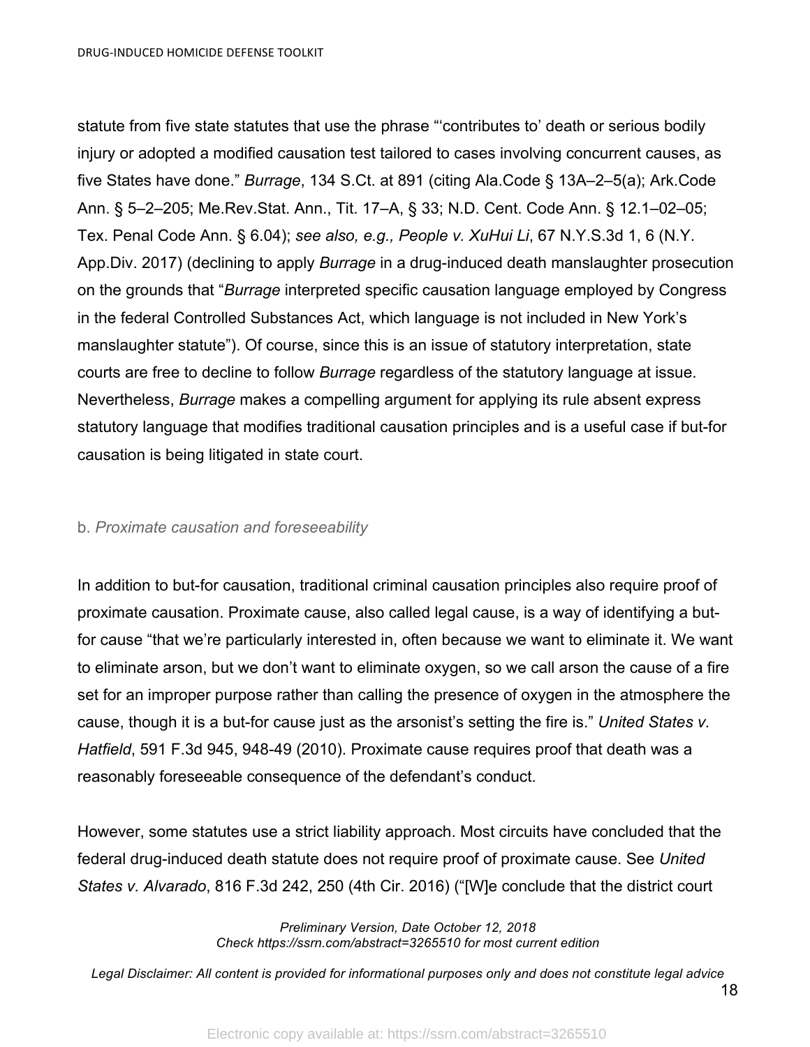statute from five state statutes that use the phrase "'contributes to' death or serious bodily injury or adopted a modified causation test tailored to cases involving concurrent causes, as five States have done." *Burrage*, 134 S.Ct. at 891 (citing Ala.Code § 13A–2–5(a); Ark.Code Ann. § 5–2–205; Me.Rev.Stat. Ann., Tit. 17–A, § 33; N.D. Cent. Code Ann. § 12.1–02–05; Tex. Penal Code Ann. § 6.04); *see also, e.g., People v. XuHui Li*, 67 N.Y.S.3d 1, 6 (N.Y. App.Div. 2017) (declining to apply *Burrage* in a drug-induced death manslaughter prosecution on the grounds that "*Burrage* interpreted specific causation language employed by Congress in the federal Controlled Substances Act, which language is not included in New York's manslaughter statute"). Of course, since this is an issue of statutory interpretation, state courts are free to decline to follow *Burrage* regardless of the statutory language at issue. Nevertheless, *Burrage* makes a compelling argument for applying its rule absent express statutory language that modifies traditional causation principles and is a useful case if but-for causation is being litigated in state court.

b. *Proximate causation and foreseeability*

In addition to but-for causation, traditional criminal causation principles also require proof of proximate causation. Proximate cause, also called legal cause, is a way of identifying a but-for cause "that we're particularly interested in, often because we want to eliminate it. We want to eliminate arson, but we don't want to eliminate oxygen, so we call arson the cause of a fire set for an improper purpose rather than calling the presence of oxygen in the atmosphere the cause, though it is a but-for cause just as the arsonist's setting the fire is." *United States v. Hatfield*, 591 F.3d 945, 948-49 (2010). Proximate cause requires proof that death was a reasonably foreseeable consequence of the defendant's conduct.

However, some statutes use a strict liability approach. Most circuits have concluded that the federal drug-induced death statute does not require proof of proximate cause. See *United States v. Alvarado*, 816 F.3d 242, 250 (4th Cir. 2016) ("[W]e conclude that the district court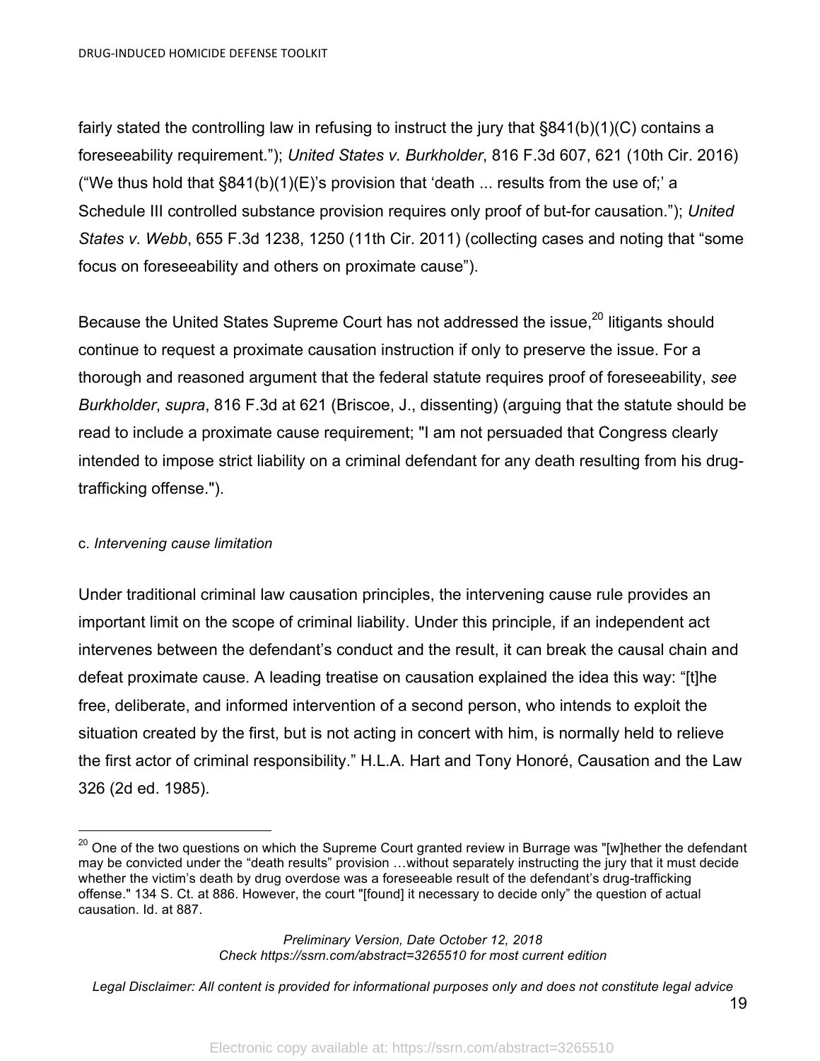fairly stated the controlling law in refusing to instruct the jury that §841(b)(1)(C) contains a foreseeability requirement."); *United States v. Burkholder*, 816 F.3d 607, 621 (10th Cir. 2016) ("We thus hold that §841(b)(1)(E)'s provision that 'death ... results from the use of;' a Schedule III controlled substance provision requires only proof of but-for causation."); *United States v. Webb*, 655 F.3d 1238, 1250 (11th Cir. 2011) (collecting cases and noting that "some focus on foreseeability and others on proximate cause").

Because the United States Supreme Court has not addressed the issue,[20] litigants should continue to request a proximate causation instruction if only to preserve the issue. For a thorough and reasoned argument that the federal statute requires proof of foreseeability, *see Burkholder*, *supra*, 816 F.3d at 621 (Briscoe, J., dissenting) (arguing that the statute should be read to include a proximate cause requirement; "I am not persuaded that Congress clearly intended to impose strict liability on a criminal defendant for any death resulting from his drug-trafficking offense.").

c. *Intervening cause limitation*

Under traditional criminal law causation principles, the intervening cause rule provides an important limit on the scope of criminal liability. Under this principle, if an independent act intervenes between the defendant's conduct and the result, it can break the causal chain and defeat proximate cause. A leading treatise on causation explained the idea this way: "[t]he free, deliberate, and informed intervention of a second person, who intends to exploit the situation created by the first, but is not acting in concert with him, is normally held to relieve the first actor of criminal responsibility." H.L.A. Hart and Tony Honoré, Causation and the Law 326 (2d ed. 1985).

---

[20] One of the two questions on which the Supreme Court granted review in Burrage was "[w]hether the defendant may be convicted under the "death results" provision …without separately instructing the jury that it must decide whether the victim's death by drug overdose was a foreseeable result of the defendant's drug-trafficking offense." 134 S. Ct. at 886. However, the court "[found] it necessary to decide only" the question of actual causation. Id. at 887.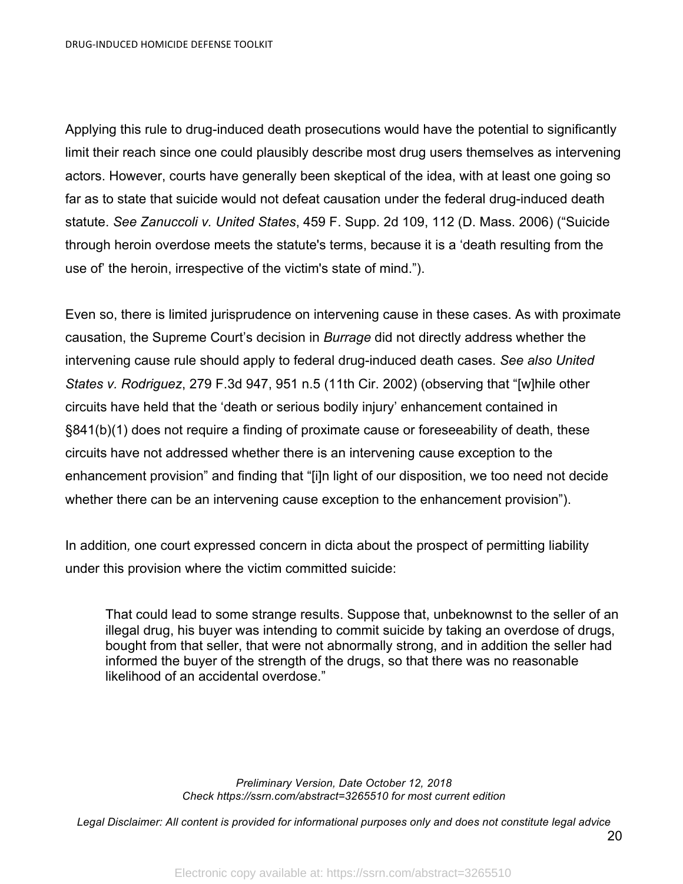Applying this rule to drug-induced death prosecutions would have the potential to significantly limit their reach since one could plausibly describe most drug users themselves as intervening actors. However, courts have generally been skeptical of the idea, with at least one going so far as to state that suicide would not defeat causation under the federal drug-induced death statute. *See Zanuccoli v. United States*, 459 F. Supp. 2d 109, 112 (D. Mass. 2006) ("Suicide through heroin overdose meets the statute's terms, because it is a 'death resulting from the use of' the heroin, irrespective of the victim's state of mind.").

Even so, there is limited jurisprudence on intervening cause in these cases. As with proximate causation, the Supreme Court's decision in *Burrage* did not directly address whether the intervening cause rule should apply to federal drug-induced death cases. *See also United States v. Rodriguez*, 279 F.3d 947, 951 n.5 (11th Cir. 2002) (observing that "[w]hile other circuits have held that the 'death or serious bodily injury' enhancement contained in §841(b)(1) does not require a finding of proximate cause or foreseeability of death, these circuits have not addressed whether there is an intervening cause exception to the enhancement provision" and finding that "[i]n light of our disposition, we too need not decide whether there can be an intervening cause exception to the enhancement provision").

In addition, one court expressed concern in dicta about the prospect of permitting liability under this provision where the victim committed suicide:

> That could lead to some strange results. Suppose that, unbeknownst to the seller of an illegal drug, his buyer was intending to commit suicide by taking an overdose of drugs, bought from that seller, that were not abnormally strong, and in addition the seller had informed the buyer of the strength of the drugs, so that there was no reasonable likelihood of an accidental overdose."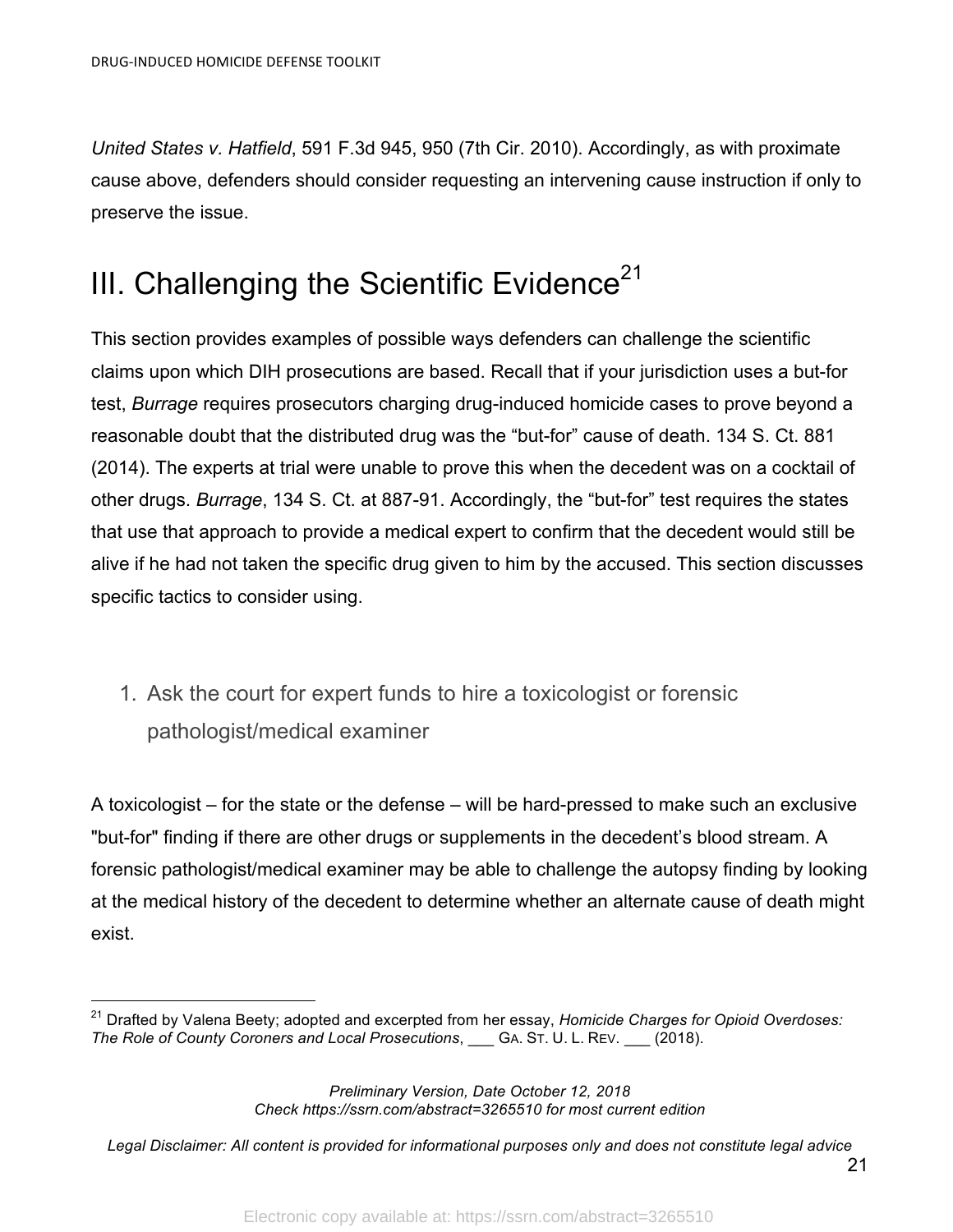*United States v. Hatfield*, 591 F.3d 945, 950 (7th Cir. 2010). Accordingly, as with proximate cause above, defenders should consider requesting an intervening cause instruction if only to preserve the issue.

# III. Challenging the Scientific Evidence[21]

This section provides examples of possible ways defenders can challenge the scientific claims upon which DIH prosecutions are based. Recall that if your jurisdiction uses a but-for test, *Burrage* requires prosecutors charging drug-induced homicide cases to prove beyond a reasonable doubt that the distributed drug was the "but-for" cause of death. 134 S. Ct. 881 (2014). The experts at trial were unable to prove this when the decedent was on a cocktail of other drugs. *Burrage*, 134 S. Ct. at 887-91. Accordingly, the "but-for" test requires the states that use that approach to provide a medical expert to confirm that the decedent would still be alive if he had not taken the specific drug given to him by the accused. This section discusses specific tactics to consider using.

1. Ask the court for expert funds to hire a toxicologist or forensic pathologist/medical examiner

A toxicologist – for the state or the defense – will be hard-pressed to make such an exclusive "but-for" finding if there are other drugs or supplements in the decedent's blood stream. A forensic pathologist/medical examiner may be able to challenge the autopsy finding by looking at the medical history of the decedent to determine whether an alternate cause of death might exist.

[21] Drafted by Valena Beety; adopted and excerpted from her essay, *Homicide Charges for Opioid Overdoses: The Role of County Coroners and Local Prosecutions*, ___ GA. ST. U. L. REV. ___ (2018).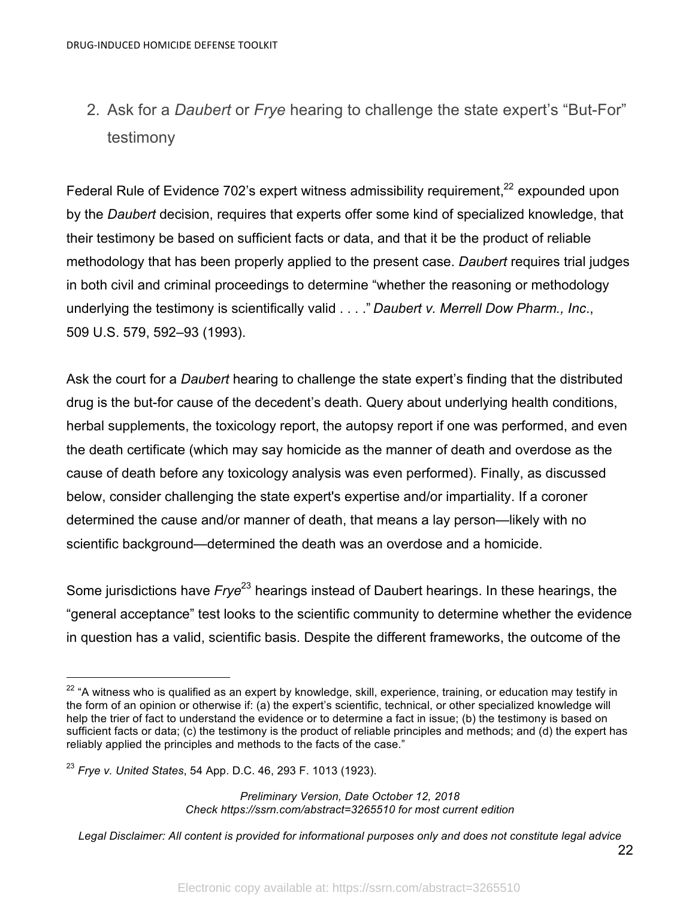2. Ask for a *Daubert* or *Frye* hearing to challenge the state expert's "But-For" testimony

Federal Rule of Evidence 702's expert witness admissibility requirement,[22] expounded upon by the *Daubert* decision, requires that experts offer some kind of specialized knowledge, that their testimony be based on sufficient facts or data, and that it be the product of reliable methodology that has been properly applied to the present case. *Daubert* requires trial judges in both civil and criminal proceedings to determine "whether the reasoning or methodology underlying the testimony is scientifically valid . . . ." *Daubert v. Merrell Dow Pharm., Inc*., 509 U.S. 579, 592–93 (1993).

Ask the court for a *Daubert* hearing to challenge the state expert's finding that the distributed drug is the but-for cause of the decedent's death. Query about underlying health conditions, herbal supplements, the toxicology report, the autopsy report if one was performed, and even the death certificate (which may say homicide as the manner of death and overdose as the cause of death before any toxicology analysis was even performed). Finally, as discussed below, consider challenging the state expert's expertise and/or impartiality. If a coroner determined the cause and/or manner of death, that means a lay person—likely with no scientific background—determined the death was an overdose and a homicide.

Some jurisdictions have *Frye*[23] hearings instead of Daubert hearings. In these hearings, the "general acceptance" test looks to the scientific community to determine whether the evidence in question has a valid, scientific basis. Despite the different frameworks, the outcome of the

---

[22] "A witness who is qualified as an expert by knowledge, skill, experience, training, or education may testify in the form of an opinion or otherwise if: (a) the expert's scientific, technical, or other specialized knowledge will help the trier of fact to understand the evidence or to determine a fact in issue; (b) the testimony is based on sufficient facts or data; (c) the testimony is the product of reliable principles and methods; and (d) the expert has reliably applied the principles and methods to the facts of the case."

[23] *Frye v. United States*, 54 App. D.C. 46, 293 F. 1013 (1923).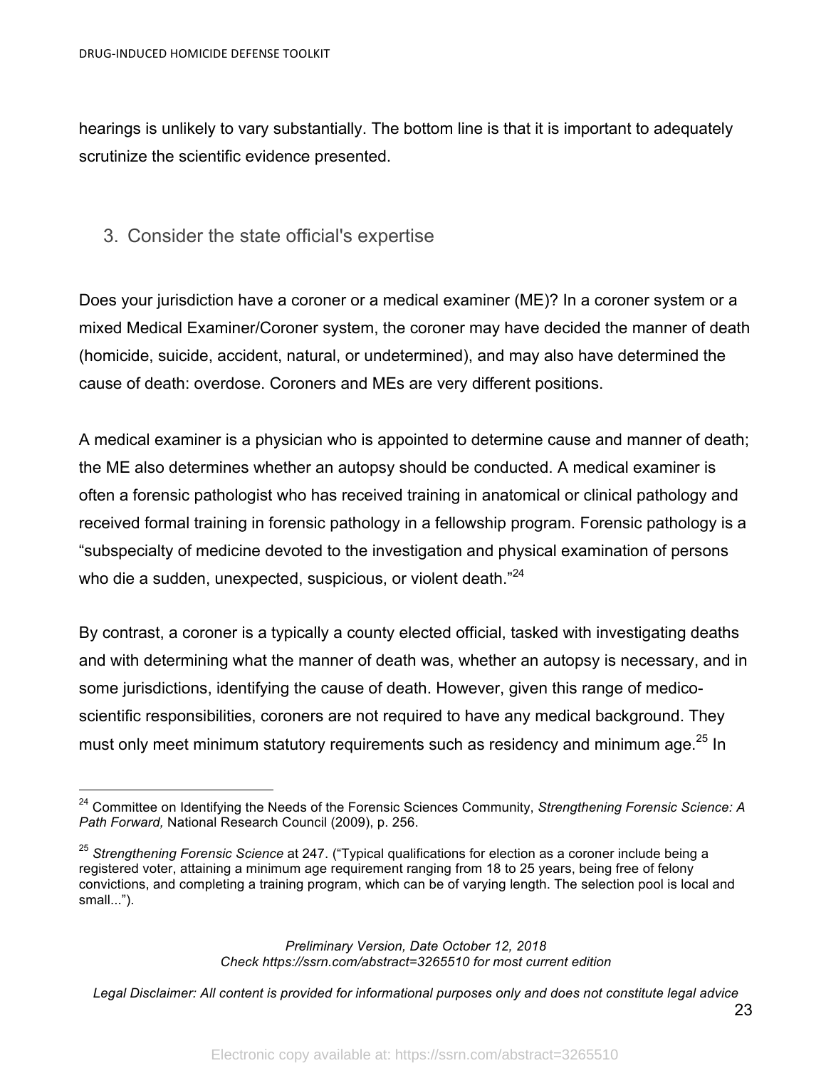hearings is unlikely to vary substantially. The bottom line is that it is important to adequately scrutinize the scientific evidence presented.

### 3. Consider the state official's expertise

Does your jurisdiction have a coroner or a medical examiner (ME)? In a coroner system or a mixed Medical Examiner/Coroner system, the coroner may have decided the manner of death (homicide, suicide, accident, natural, or undetermined), and may also have determined the cause of death: overdose. Coroners and MEs are very different positions.

A medical examiner is a physician who is appointed to determine cause and manner of death; the ME also determines whether an autopsy should be conducted. A medical examiner is often a forensic pathologist who has received training in anatomical or clinical pathology and received formal training in forensic pathology in a fellowship program. Forensic pathology is a "subspecialty of medicine devoted to the investigation and physical examination of persons who die a sudden, unexpected, suspicious, or violent death."[24]

By contrast, a coroner is a typically a county elected official, tasked with investigating deaths and with determining what the manner of death was, whether an autopsy is necessary, and in some jurisdictions, identifying the cause of death. However, given this range of medico-scientific responsibilities, coroners are not required to have any medical background. They must only meet minimum statutory requirements such as residency and minimum age.[25] In

---

[24] Committee on Identifying the Needs of the Forensic Sciences Community, *Strengthening Forensic Science: A Path Forward,* National Research Council (2009), p. 256.

[25] *Strengthening Forensic Science* at 247. ("Typical qualifications for election as a coroner include being a registered voter, attaining a minimum age requirement ranging from 18 to 25 years, being free of felony convictions, and completing a training program, which can be of varying length. The selection pool is local and small...").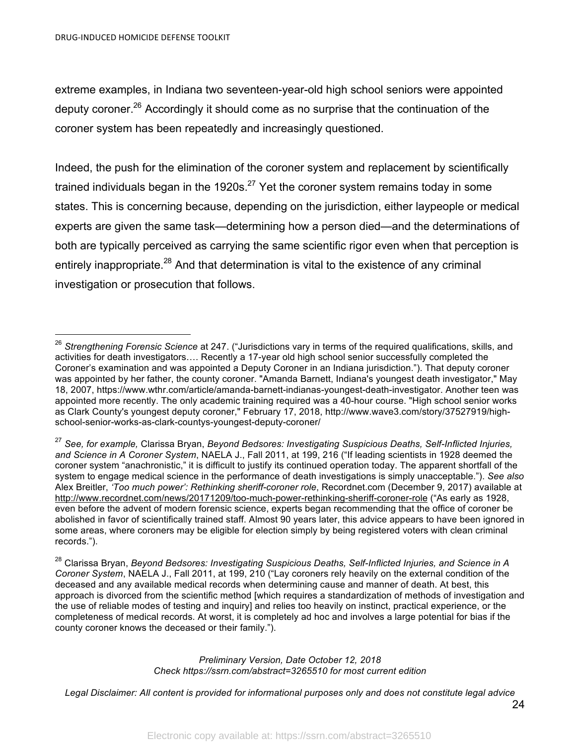extreme examples, in Indiana two seventeen-year-old high school seniors were appointed deputy coroner.[26] Accordingly it should come as no surprise that the continuation of the coroner system has been repeatedly and increasingly questioned.

Indeed, the push for the elimination of the coroner system and replacement by scientifically trained individuals began in the 1920s.[27] Yet the coroner system remains today in some states. This is concerning because, depending on the jurisdiction, either laypeople or medical experts are given the same task—determining how a person died—and the determinations of both are typically perceived as carrying the same scientific rigor even when that perception is entirely inappropriate.[28] And that determination is vital to the existence of any criminal investigation or prosecution that follows.

---

[26] *Strengthening Forensic Science* at 247. ("Jurisdictions vary in terms of the required qualifications, skills, and activities for death investigators…. Recently a 17-year old high school senior successfully completed the Coroner's examination and was appointed a Deputy Coroner in an Indiana jurisdiction."). That deputy coroner was appointed by her father, the county coroner. "Amanda Barnett, Indiana's youngest death investigator," May 18, 2007, https://www.wthr.com/article/amanda-barnett-indianas-youngest-death-investigator. Another teen was appointed more recently. The only academic training required was a 40-hour course. "High school senior works as Clark County's youngest deputy coroner," February 17, 2018, http://www.wave3.com/story/37527919/high-school-senior-works-as-clark-countys-youngest-deputy-coroner/

[27] *See, for example,* Clarissa Bryan, *Beyond Bedsores: Investigating Suspicious Deaths, Self-Inflicted Injuries, and Science in A Coroner System*, NAELA J., Fall 2011, at 199, 216 ("If leading scientists in 1928 deemed the coroner system "anachronistic," it is difficult to justify its continued operation today. The apparent shortfall of the system to engage medical science in the performance of death investigations is simply unacceptable."). *See also* Alex Breitler, *'Too much power': Rethinking sheriff-coroner role*, Recordnet.com (December 9, 2017) available at http://www.recordnet.com/news/20171209/too-much-power-rethinking-sheriff-coroner-role ("As early as 1928, even before the advent of modern forensic science, experts began recommending that the office of coroner be abolished in favor of scientifically trained staff. Almost 90 years later, this advice appears to have been ignored in some areas, where coroners may be eligible for election simply by being registered voters with clean criminal records.").

[28] Clarissa Bryan, *Beyond Bedsores: Investigating Suspicious Deaths, Self-Inflicted Injuries, and Science in A Coroner System*, NAELA J., Fall 2011, at 199, 210 ("Lay coroners rely heavily on the external condition of the deceased and any available medical records when determining cause and manner of death. At best, this approach is divorced from the scientific method [which requires a standardization of methods of investigation and the use of reliable modes of testing and inquiry] and relies too heavily on instinct, practical experience, or the completeness of medical records. At worst, it is completely ad hoc and involves a large potential for bias if the county coroner knows the deceased or their family.").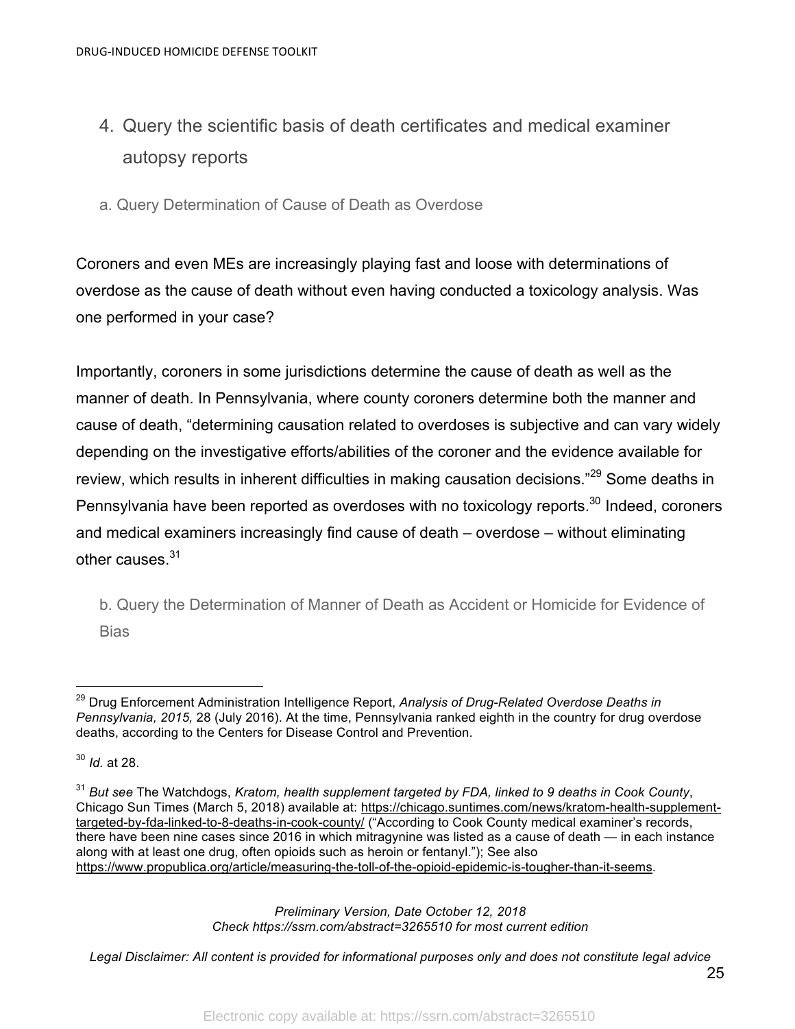## 4. Query the scientific basis of death certificates and medical examiner autopsy reports

### a. Query Determination of Cause of Death as Overdose

Coroners and even MEs are increasingly playing fast and loose with determinations of overdose as the cause of death without even having conducted a toxicology analysis. Was one performed in your case?

Importantly, coroners in some jurisdictions determine the cause of death as well as the manner of death. In Pennsylvania, where county coroners determine both the manner and cause of death, "determining causation related to overdoses is subjective and can vary widely depending on the investigative efforts/abilities of the coroner and the evidence available for review, which results in inherent difficulties in making causation decisions."[29] Some deaths in Pennsylvania have been reported as overdoses with no toxicology reports.[30] Indeed, coroners and medical examiners increasingly find cause of death – overdose – without eliminating other causes.[31]

### b. Query the Determination of Manner of Death as Accident or Homicide for Evidence of Bias

---

[29] Drug Enforcement Administration Intelligence Report, *Analysis of Drug-Related Overdose Deaths in Pennsylvania, 2015,* 28 (July 2016). At the time, Pennsylvania ranked eighth in the country for drug overdose deaths, according to the Centers for Disease Control and Prevention.

[30] *Id.* at 28.

[31] *But see* The Watchdogs, *Kratom, health supplement targeted by FDA, linked to 9 deaths in Cook County*, Chicago Sun Times (March 5, 2018) available at: https://chicago.suntimes.com/news/kratom-health-supplement-targeted-by-fda-linked-to-8-deaths-in-cook-county/ ("According to Cook County medical examiner's records, there have been nine cases since 2016 in which mitragynine was listed as a cause of death — in each instance along with at least one drug, often opioids such as heroin or fentanyl."); See also https://www.propublica.org/article/measuring-the-toll-of-the-opioid-epidemic-is-tougher-than-it-seems.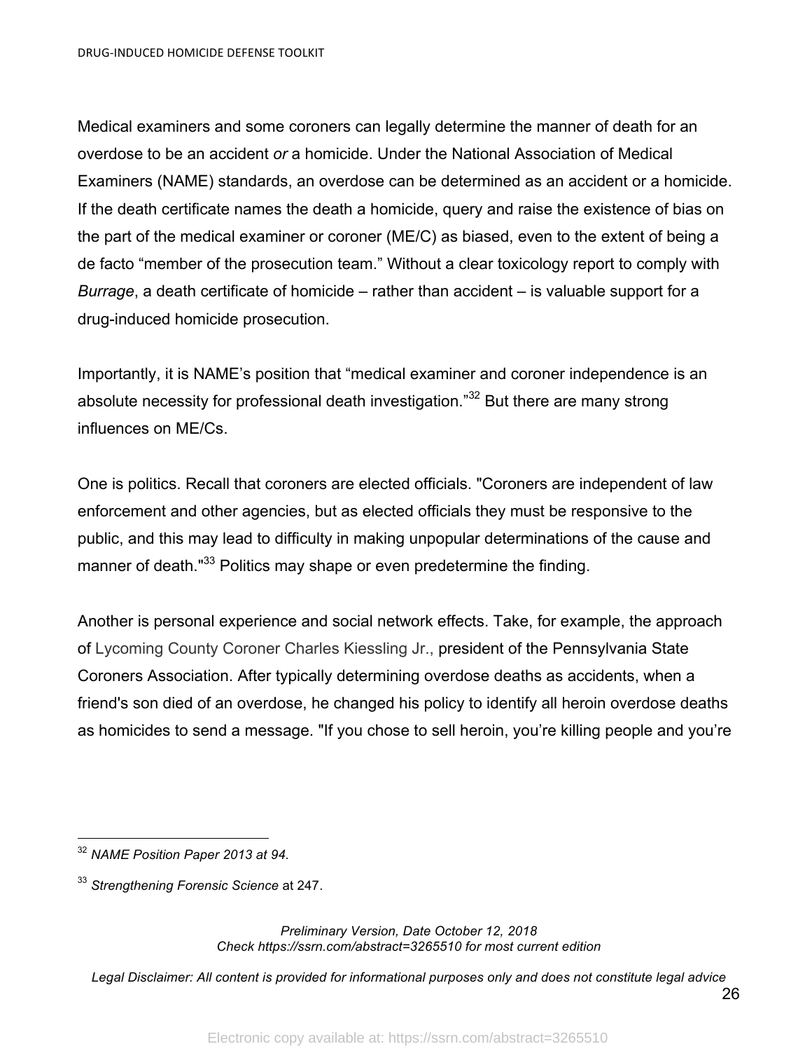Medical examiners and some coroners can legally determine the manner of death for an overdose to be an accident *or* a homicide. Under the National Association of Medical Examiners (NAME) standards, an overdose can be determined as an accident or a homicide. If the death certificate names the death a homicide, query and raise the existence of bias on the part of the medical examiner or coroner (ME/C) as biased, even to the extent of being a de facto "member of the prosecution team." Without a clear toxicology report to comply with *Burrage*, a death certificate of homicide – rather than accident – is valuable support for a drug-induced homicide prosecution.

Importantly, it is NAME's position that "medical examiner and coroner independence is an absolute necessity for professional death investigation."[32] But there are many strong influences on ME/Cs.

One is politics. Recall that coroners are elected officials. "Coroners are independent of law enforcement and other agencies, but as elected officials they must be responsive to the public, and this may lead to difficulty in making unpopular determinations of the cause and manner of death."[33] Politics may shape or even predetermine the finding.

Another is personal experience and social network effects. Take, for example, the approach of Lycoming County Coroner Charles Kiessling Jr., president of the Pennsylvania State Coroners Association. After typically determining overdose deaths as accidents, when a friend's son died of an overdose, he changed his policy to identify all heroin overdose deaths as homicides to send a message. "If you chose to sell heroin, you're killing people and you're

---

[32] *NAME Position Paper 2013 at 94.*

[33] *Strengthening Forensic Science* at 247.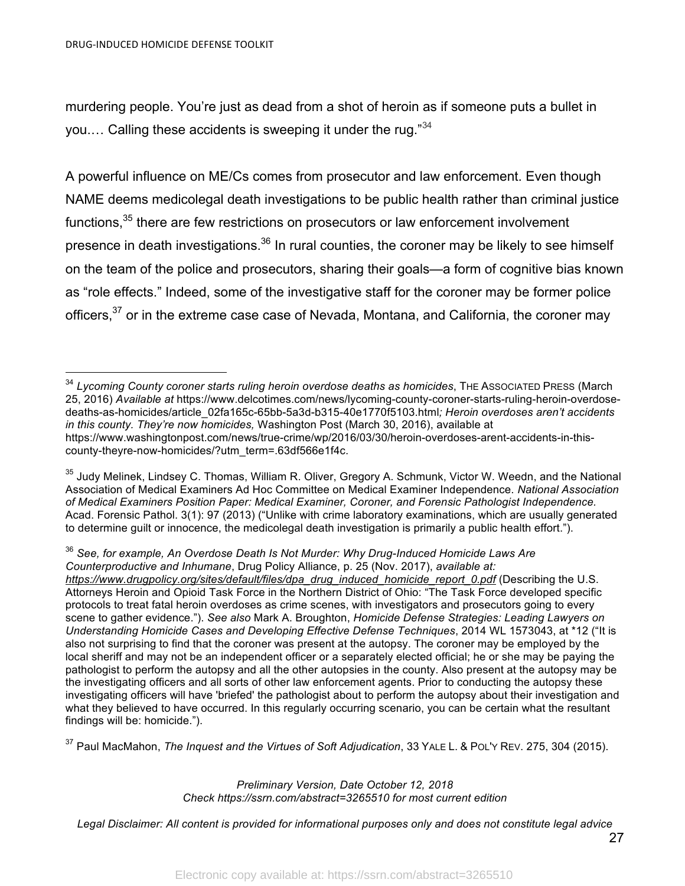murdering people. You're just as dead from a shot of heroin as if someone puts a bullet in you.… Calling these accidents is sweeping it under the rug."[34]

A powerful influence on ME/Cs comes from prosecutor and law enforcement. Even though NAME deems medicolegal death investigations to be public health rather than criminal justice functions,[35] there are few restrictions on prosecutors or law enforcement involvement presence in death investigations.[36] In rural counties, the coroner may be likely to see himself on the team of the police and prosecutors, sharing their goals—a form of cognitive bias known as "role effects." Indeed, some of the investigative staff for the coroner may be former police officers,[37] or in the extreme case case of Nevada, Montana, and California, the coroner may

---

[34] *Lycoming County coroner starts ruling heroin overdose deaths as homicides*, THE ASSOCIATED PRESS (March 25, 2016) *Available at* https://www.delcotimes.com/news/lycoming-county-coroner-starts-ruling-heroin-overdose-deaths-as-homicides/article_02fa165c-65bb-5a3d-b315-40e1770f5103.html*; Heroin overdoses aren't accidents in this county. They're now homicides,* Washington Post (March 30, 2016), available at https://www.washingtonpost.com/news/true-crime/wp/2016/03/30/heroin-overdoses-arent-accidents-in-this-county-theyre-now-homicides/?utm_term=.63df566e1f4c.

[35] Judy Melinek, Lindsey C. Thomas, William R. Oliver, Gregory A. Schmunk, Victor W. Weedn, and the National Association of Medical Examiners Ad Hoc Committee on Medical Examiner Independence. *National Association of Medical Examiners Position Paper: Medical Examiner, Coroner, and Forensic Pathologist Independence.* Acad. Forensic Pathol. 3(1): 97 (2013) ("Unlike with crime laboratory examinations, which are usually generated to determine guilt or innocence, the medicolegal death investigation is primarily a public health effort.").

[36] *See, for example, An Overdose Death Is Not Murder: Why Drug-Induced Homicide Laws Are Counterproductive and Inhumane*, Drug Policy Alliance, p. 25 (Nov. 2017), *available at: https://www.drugpolicy.org/sites/default/files/dpa_drug_induced_homicide_report_0.pdf* (Describing the U.S. Attorneys Heroin and Opioid Task Force in the Northern District of Ohio: "The Task Force developed specific protocols to treat fatal heroin overdoses as crime scenes, with investigators and prosecutors going to every scene to gather evidence."). *See also* Mark A. Broughton, *Homicide Defense Strategies: Leading Lawyers on Understanding Homicide Cases and Developing Effective Defense Techniques*, 2014 WL 1573043, at *12 ("It is also not surprising to find that the coroner was present at the autopsy. The coroner may be employed by the local sheriff and may not be an independent officer or a separately elected official; he or she may be paying the pathologist to perform the autopsy and all the other autopsies in the county. Also present at the autopsy may be the investigating officers and all sorts of other law enforcement agents. Prior to conducting the autopsy these investigating officers will have 'briefed' the pathologist about to perform the autopsy about their investigation and what they believed to have occurred. In this regularly occurring scenario, you can be certain what the resultant findings will be: homicide.").

[37] Paul MacMahon, *The Inquest and the Virtues of Soft Adjudication*, 33 YALE L. & POL'Y REV. 275, 304 (2015).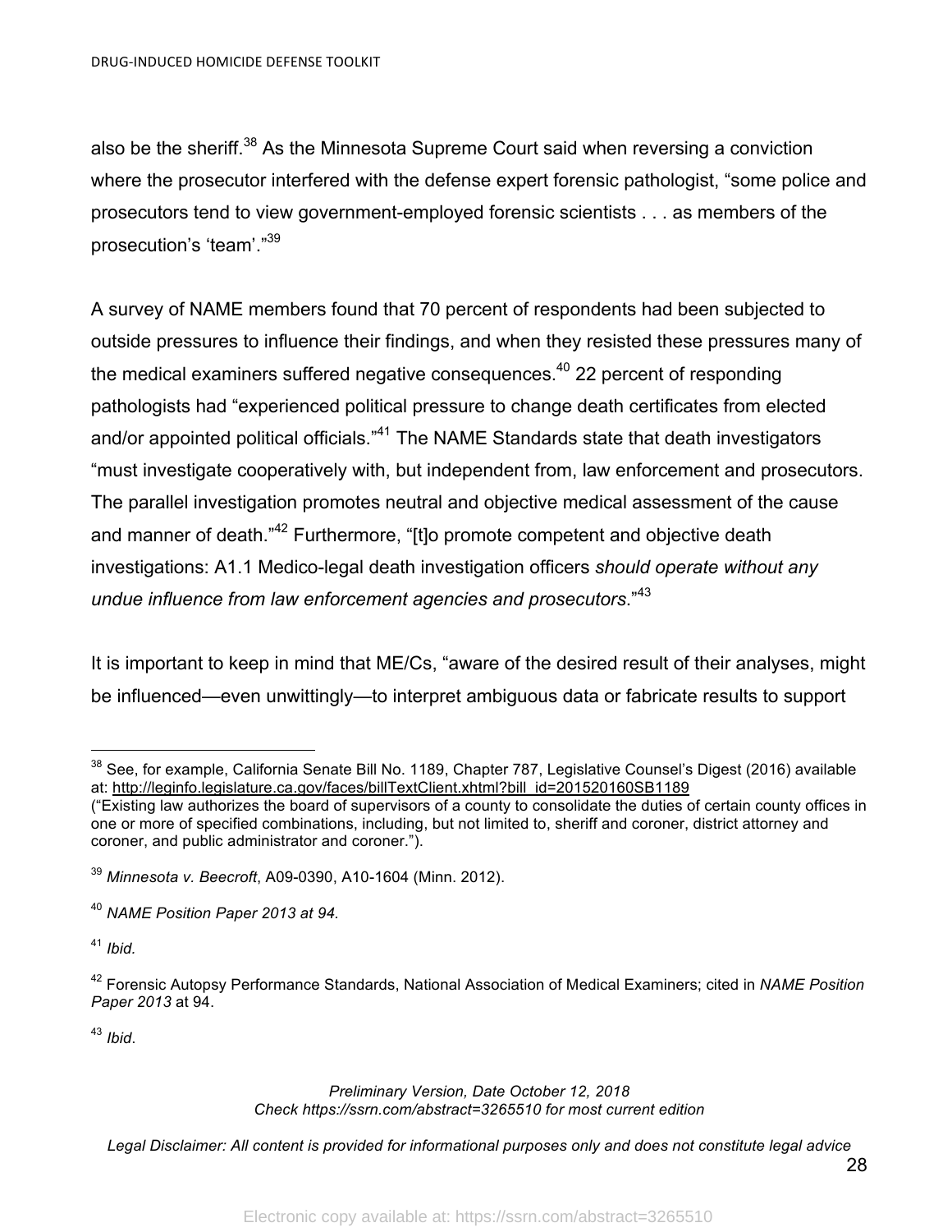also be the sheriff.[38] As the Minnesota Supreme Court said when reversing a conviction where the prosecutor interfered with the defense expert forensic pathologist, "some police and prosecutors tend to view government-employed forensic scientists . . . as members of the prosecution's 'team'."[39]

A survey of NAME members found that 70 percent of respondents had been subjected to outside pressures to influence their findings, and when they resisted these pressures many of the medical examiners suffered negative consequences.[40] 22 percent of responding pathologists had "experienced political pressure to change death certificates from elected and/or appointed political officials."[41] The NAME Standards state that death investigators "must investigate cooperatively with, but independent from, law enforcement and prosecutors. The parallel investigation promotes neutral and objective medical assessment of the cause and manner of death."[42] Furthermore, "[t]o promote competent and objective death investigations: A1.1 Medico-legal death investigation officers *should operate without any undue influence from law enforcement agencies and prosecutors*."[43]

It is important to keep in mind that ME/Cs, "aware of the desired result of their analyses, might be influenced—even unwittingly—to interpret ambiguous data or fabricate results to support

---

[38] See, for example, California Senate Bill No. 1189, Chapter 787, Legislative Counsel's Digest (2016) available at: http://leginfo.legislature.ca.gov/faces/billTextClient.xhtml?bill_id=201520160SB1189 ("Existing law authorizes the board of supervisors of a county to consolidate the duties of certain county offices in one or more of specified combinations, including, but not limited to, sheriff and coroner, district attorney and coroner, and public administrator and coroner.").

[39] *Minnesota v. Beecroft*, A09-0390, A10-1604 (Minn. 2012).

[40] *NAME Position Paper 2013 at 94.*

[41] *Ibid.*

[42] Forensic Autopsy Performance Standards, National Association of Medical Examiners; cited in *NAME Position Paper 2013* at 94.

[43] *Ibid*.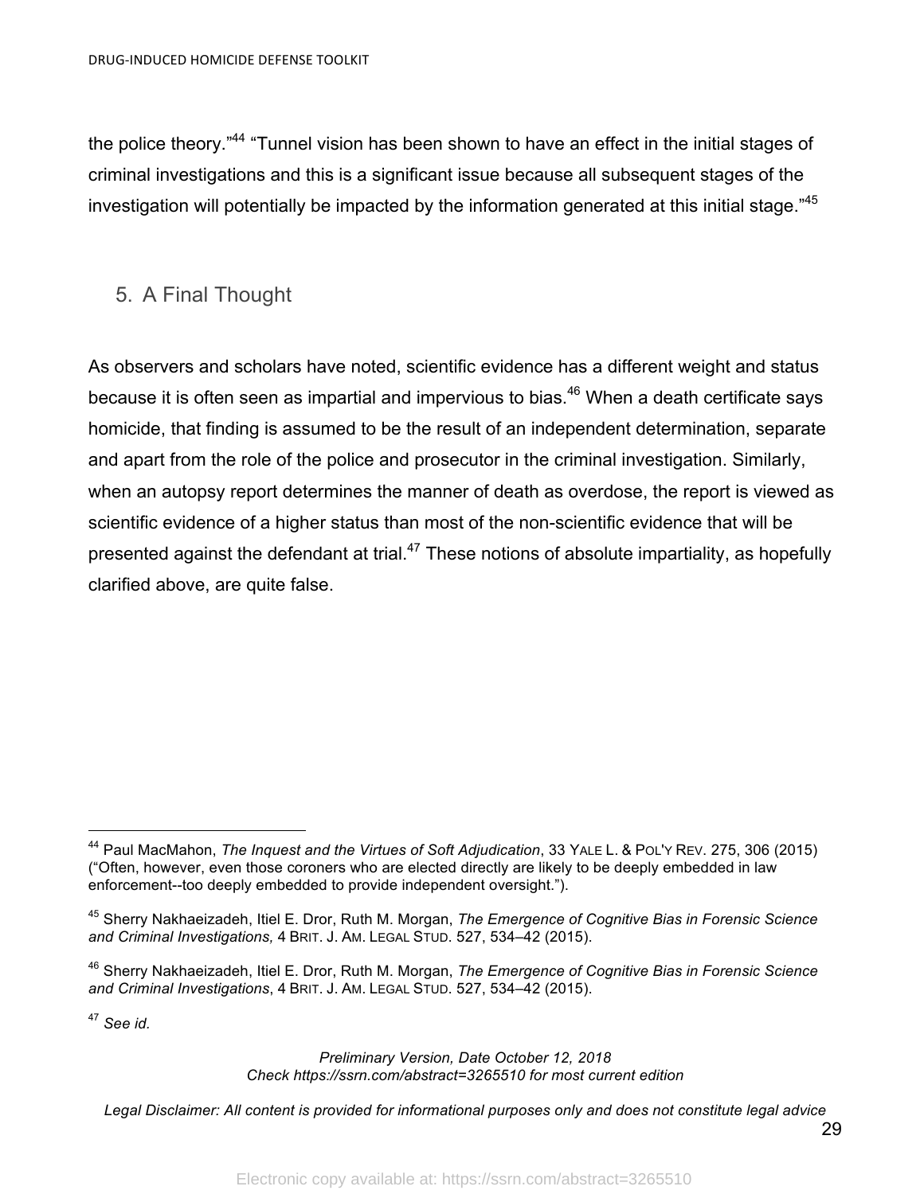the police theory."[44] "Tunnel vision has been shown to have an effect in the initial stages of criminal investigations and this is a significant issue because all subsequent stages of the investigation will potentially be impacted by the information generated at this initial stage."[45]

## 5. A Final Thought

As observers and scholars have noted, scientific evidence has a different weight and status because it is often seen as impartial and impervious to bias.[46] When a death certificate says homicide, that finding is assumed to be the result of an independent determination, separate and apart from the role of the police and prosecutor in the criminal investigation. Similarly, when an autopsy report determines the manner of death as overdose, the report is viewed as scientific evidence of a higher status than most of the non-scientific evidence that will be presented against the defendant at trial.[47] These notions of absolute impartiality, as hopefully clarified above, are quite false.

---

[44] Paul MacMahon, *The Inquest and the Virtues of Soft Adjudication*, 33 YALE L. & POL'Y REV. 275, 306 (2015) ("Often, however, even those coroners who are elected directly are likely to be deeply embedded in law enforcement--too deeply embedded to provide independent oversight.").

[45] Sherry Nakhaeizadeh, Itiel E. Dror, Ruth M. Morgan, *The Emergence of Cognitive Bias in Forensic Science and Criminal Investigations,* 4 BRIT. J. AM. LEGAL STUD. 527, 534–42 (2015).

[46] Sherry Nakhaeizadeh, Itiel E. Dror, Ruth M. Morgan, *The Emergence of Cognitive Bias in Forensic Science and Criminal Investigations*, 4 BRIT. J. AM. LEGAL STUD. 527, 534–42 (2015).

[47] *See id.*

*Preliminary Version, Date October 12, 2018*
*Check https://ssrn.com/abstract=3265510 for most current edition*

*Legal Disclaimer: All content is provided for informational purposes only and does not constitute legal advice*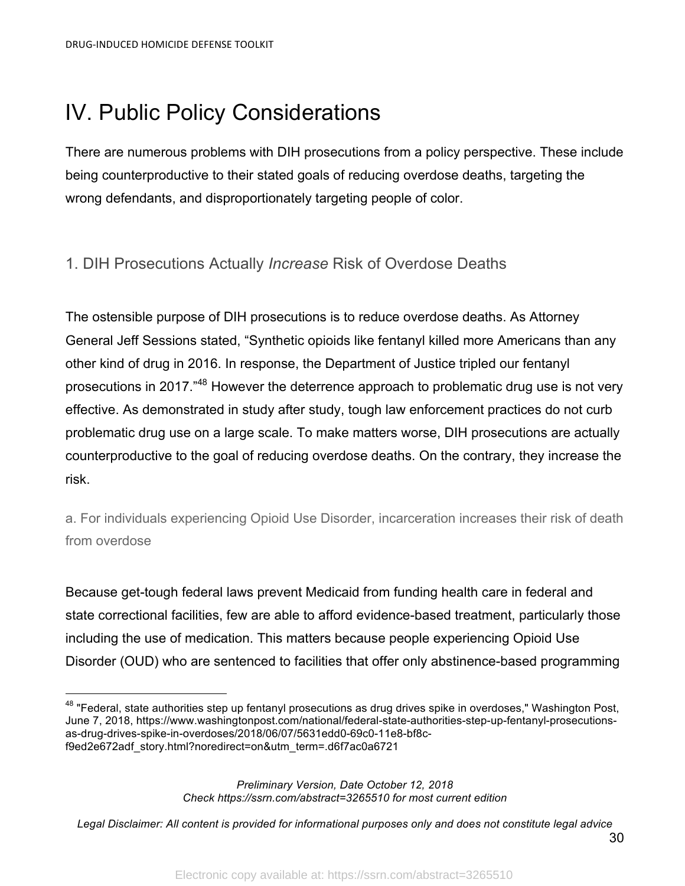# IV. Public Policy Considerations

There are numerous problems with DIH prosecutions from a policy perspective. These include being counterproductive to their stated goals of reducing overdose deaths, targeting the wrong defendants, and disproportionately targeting people of color.

## 1. DIH Prosecutions Actually *Increase* Risk of Overdose Deaths

The ostensible purpose of DIH prosecutions is to reduce overdose deaths. As Attorney General Jeff Sessions stated, "Synthetic opioids like fentanyl killed more Americans than any other kind of drug in 2016. In response, the Department of Justice tripled our fentanyl prosecutions in 2017."[48] However the deterrence approach to problematic drug use is not very effective. As demonstrated in study after study, tough law enforcement practices do not curb problematic drug use on a large scale. To make matters worse, DIH prosecutions are actually counterproductive to the goal of reducing overdose deaths. On the contrary, they increase the risk.

### a. For individuals experiencing Opioid Use Disorder, incarceration increases their risk of death from overdose

Because get-tough federal laws prevent Medicaid from funding health care in federal and state correctional facilities, few are able to afford evidence-based treatment, particularly those including the use of medication. This matters because people experiencing Opioid Use Disorder (OUD) who are sentenced to facilities that offer only abstinence-based programming

---

[48] "Federal, state authorities step up fentanyl prosecutions as drug drives spike in overdoses," Washington Post, June 7, 2018, https://www.washingtonpost.com/national/federal-state-authorities-step-up-fentanyl-prosecutions-as-drug-drives-spike-in-overdoses/2018/06/07/5631edd0-69c0-11e8-bf8c-f9ed2e672adf_story.html?noredirect=on&utm_term=.d6f7ac0a6721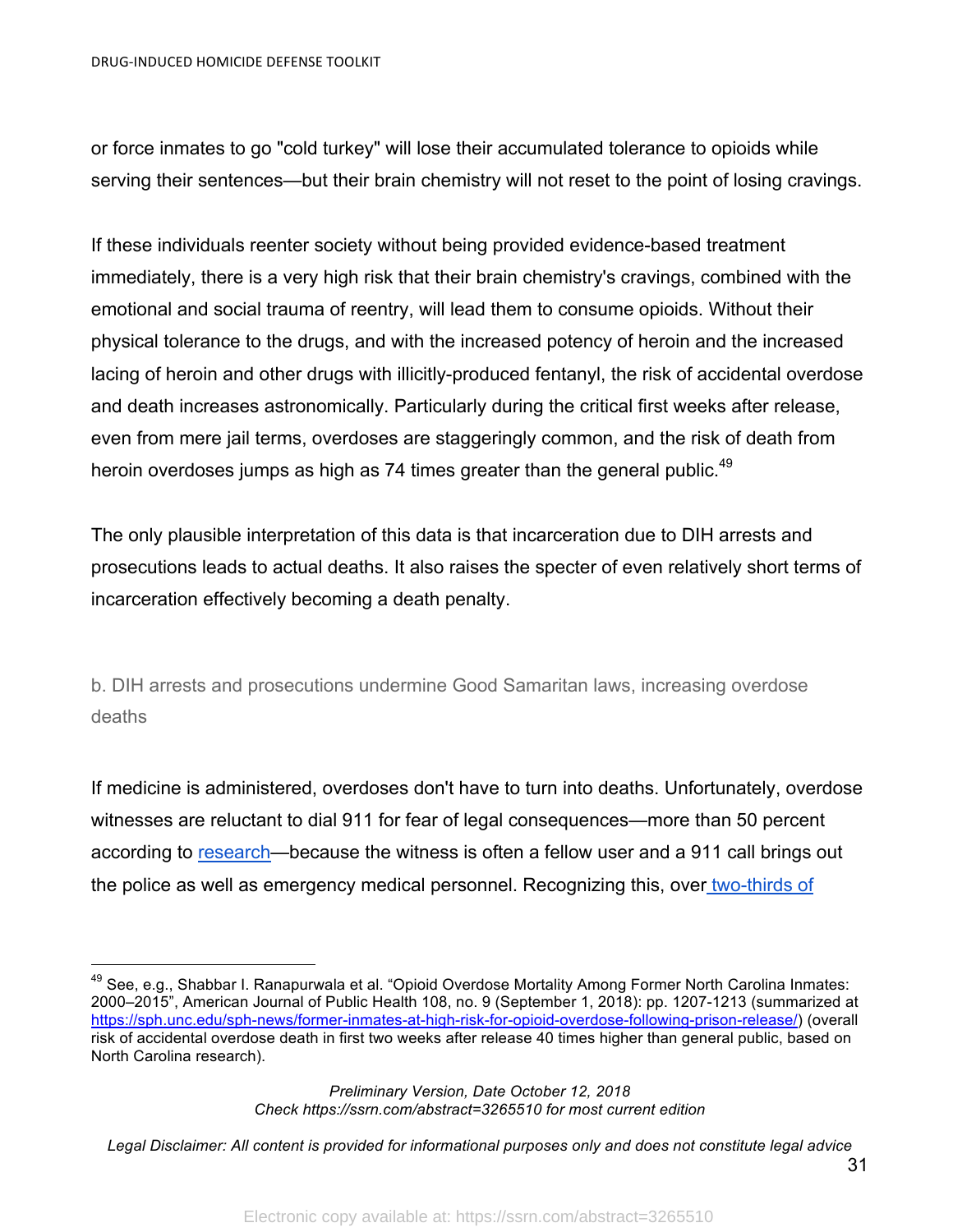or force inmates to go "cold turkey" will lose their accumulated tolerance to opioids while serving their sentences—but their brain chemistry will not reset to the point of losing cravings.

If these individuals reenter society without being provided evidence-based treatment immediately, there is a very high risk that their brain chemistry's cravings, combined with the emotional and social trauma of reentry, will lead them to consume opioids. Without their physical tolerance to the drugs, and with the increased potency of heroin and the increased lacing of heroin and other drugs with illicitly-produced fentanyl, the risk of accidental overdose and death increases astronomically. Particularly during the critical first weeks after release, even from mere jail terms, overdoses are staggeringly common, and the risk of death from heroin overdoses jumps as high as 74 times greater than the general public.[49]

The only plausible interpretation of this data is that incarceration due to DIH arrests and prosecutions leads to actual deaths. It also raises the specter of even relatively short terms of incarceration effectively becoming a death penalty.

### b. DIH arrests and prosecutions undermine Good Samaritan laws, increasing overdose deaths

If medicine is administered, overdoses don't have to turn into deaths. Unfortunately, overdose witnesses are reluctant to dial 911 for fear of legal consequences—more than 50 percent according to research—because the witness is often a fellow user and a 911 call brings out the police as well as emergency medical personnel. Recognizing this, over two-thirds of

[49] See, e.g., Shabbar I. Ranapurwala et al. "Opioid Overdose Mortality Among Former North Carolina Inmates: 2000–2015", American Journal of Public Health 108, no. 9 (September 1, 2018): pp. 1207-1213 (summarized at https://sph.unc.edu/sph-news/former-inmates-at-high-risk-for-opioid-overdose-following-prison-release/) (overall risk of accidental overdose death in first two weeks after release 40 times higher than general public, based on North Carolina research).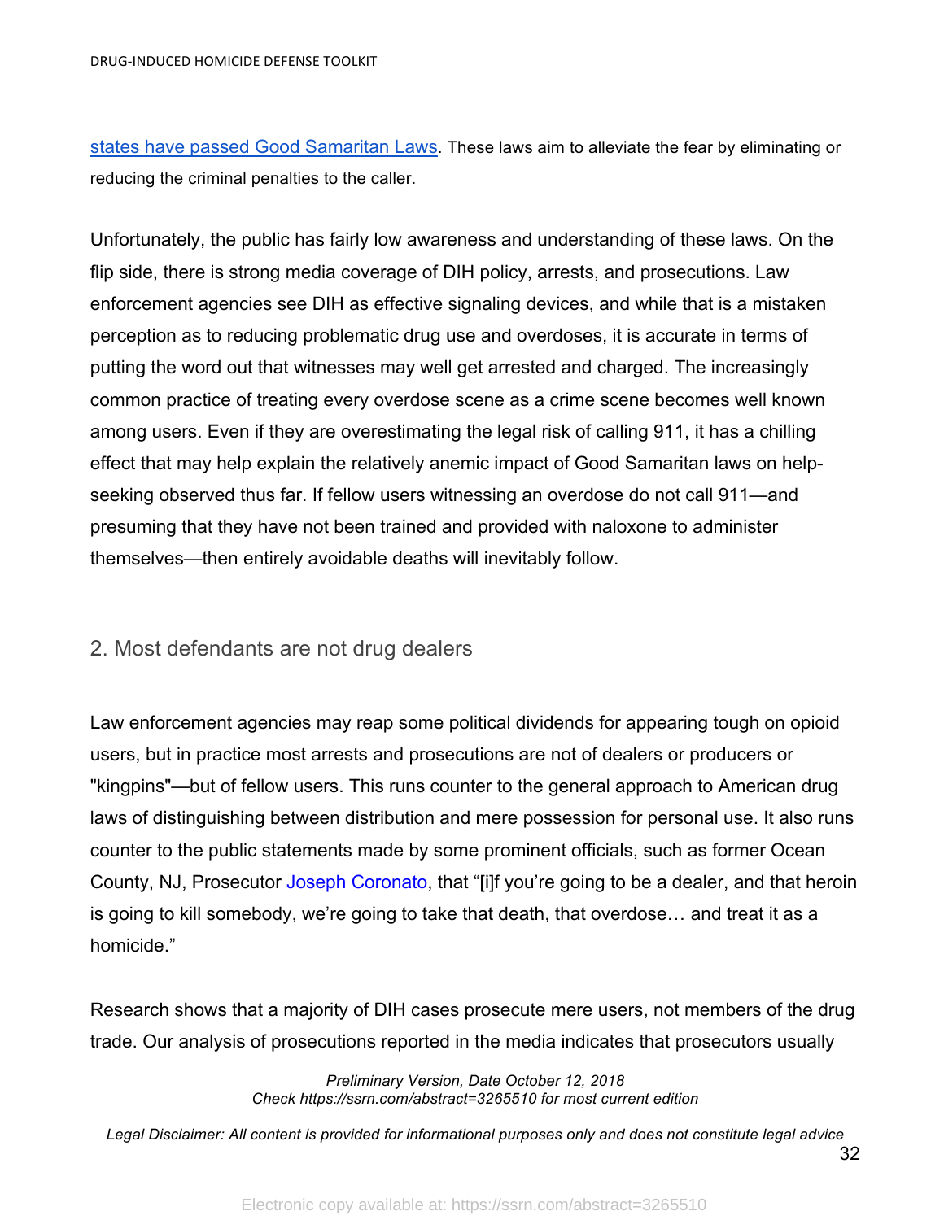states have passed Good Samaritan Laws. These laws aim to alleviate the fear by eliminating or reducing the criminal penalties to the caller.

Unfortunately, the public has fairly low awareness and understanding of these laws. On the flip side, there is strong media coverage of DIH policy, arrests, and prosecutions. Law enforcement agencies see DIH as effective signaling devices, and while that is a mistaken perception as to reducing problematic drug use and overdoses, it is accurate in terms of putting the word out that witnesses may well get arrested and charged. The increasingly common practice of treating every overdose scene as a crime scene becomes well known among users. Even if they are overestimating the legal risk of calling 911, it has a chilling effect that may help explain the relatively anemic impact of Good Samaritan laws on help-seeking observed thus far. If fellow users witnessing an overdose do not call 911—and presuming that they have not been trained and provided with naloxone to administer themselves—then entirely avoidable deaths will inevitably follow.

## 2. Most defendants are not drug dealers

Law enforcement agencies may reap some political dividends for appearing tough on opioid users, but in practice most arrests and prosecutions are not of dealers or producers or "kingpins"—but of fellow users. This runs counter to the general approach to American drug laws of distinguishing between distribution and mere possession for personal use. It also runs counter to the public statements made by some prominent officials, such as former Ocean County, NJ, Prosecutor Joseph Coronato, that "[i]f you're going to be a dealer, and that heroin is going to kill somebody, we're going to take that death, that overdose… and treat it as a homicide."

Research shows that a majority of DIH cases prosecute mere users, not members of the drug trade. Our analysis of prosecutions reported in the media indicates that prosecutors usually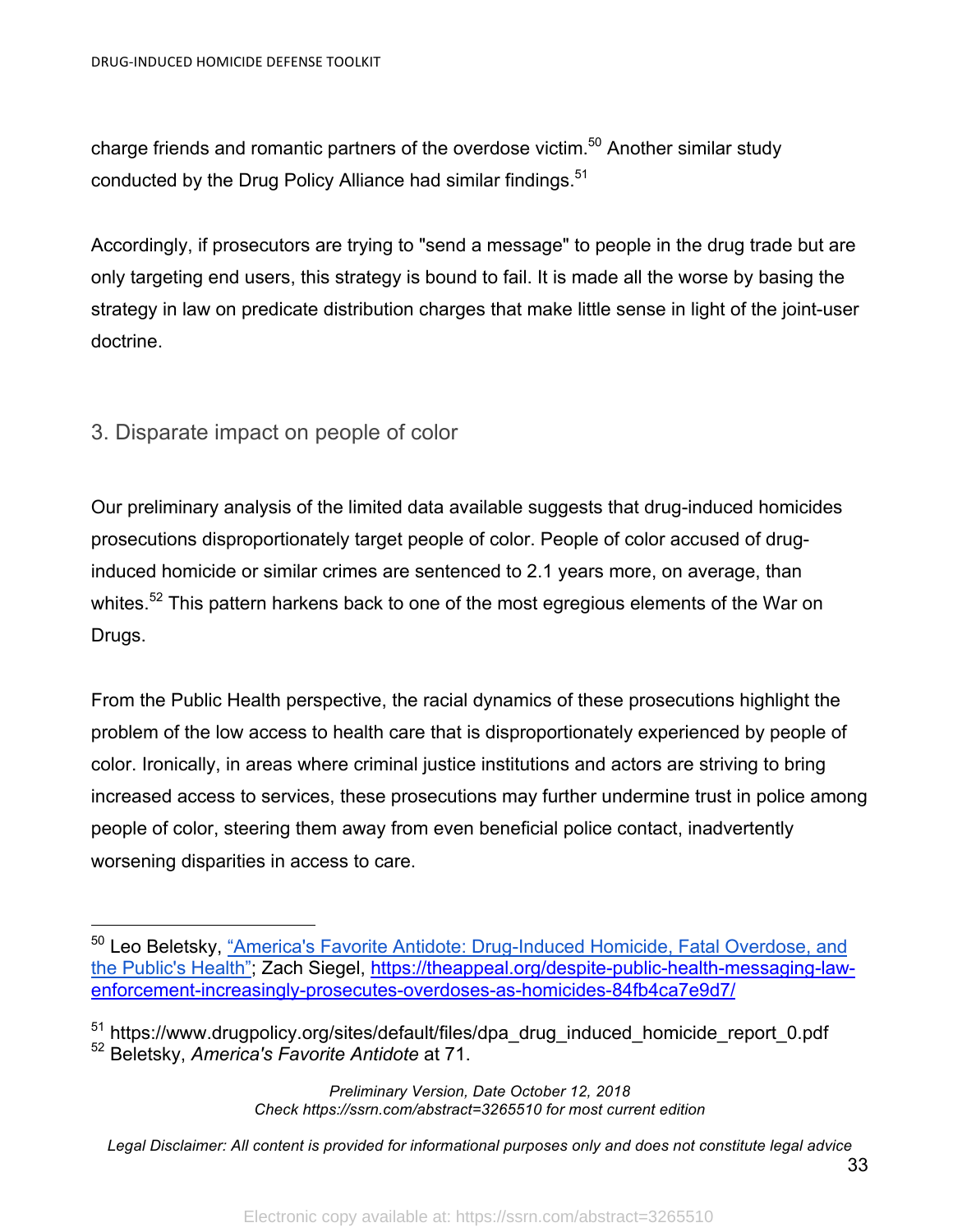charge friends and romantic partners of the overdose victim.[50] Another similar study conducted by the Drug Policy Alliance had similar findings.[51]

Accordingly, if prosecutors are trying to "send a message" to people in the drug trade but are only targeting end users, this strategy is bound to fail. It is made all the worse by basing the strategy in law on predicate distribution charges that make little sense in light of the joint-user doctrine.

### 3. Disparate impact on people of color

Our preliminary analysis of the limited data available suggests that drug-induced homicides prosecutions disproportionately target people of color. People of color accused of drug-induced homicide or similar crimes are sentenced to 2.1 years more, on average, than whites.[52] This pattern harkens back to one of the most egregious elements of the War on Drugs.

From the Public Health perspective, the racial dynamics of these prosecutions highlight the problem of the low access to health care that is disproportionately experienced by people of color. Ironically, in areas where criminal justice institutions and actors are striving to bring increased access to services, these prosecutions may further undermine trust in police among people of color, steering them away from even beneficial police contact, inadvertently worsening disparities in access to care.

---

[50] Leo Beletsky, "America's Favorite Antidote: Drug-Induced Homicide, Fatal Overdose, and the Public's Health"; Zach Siegel, https://theappeal.org/despite-public-health-messaging-law-enforcement-increasingly-prosecutes-overdoses-as-homicides-84fb4ca7e9d7/

[51] https://www.drugpolicy.org/sites/default/files/dpa_drug_induced_homicide_report_0.pdf

[52] Beletsky, *America's Favorite Antidote* at 71.

*Preliminary Version, Date October 12, 2018*
*Check https://ssrn.com/abstract=3265510 for most current edition*

*Legal Disclaimer: All content is provided for informational purposes only and does not constitute legal advice*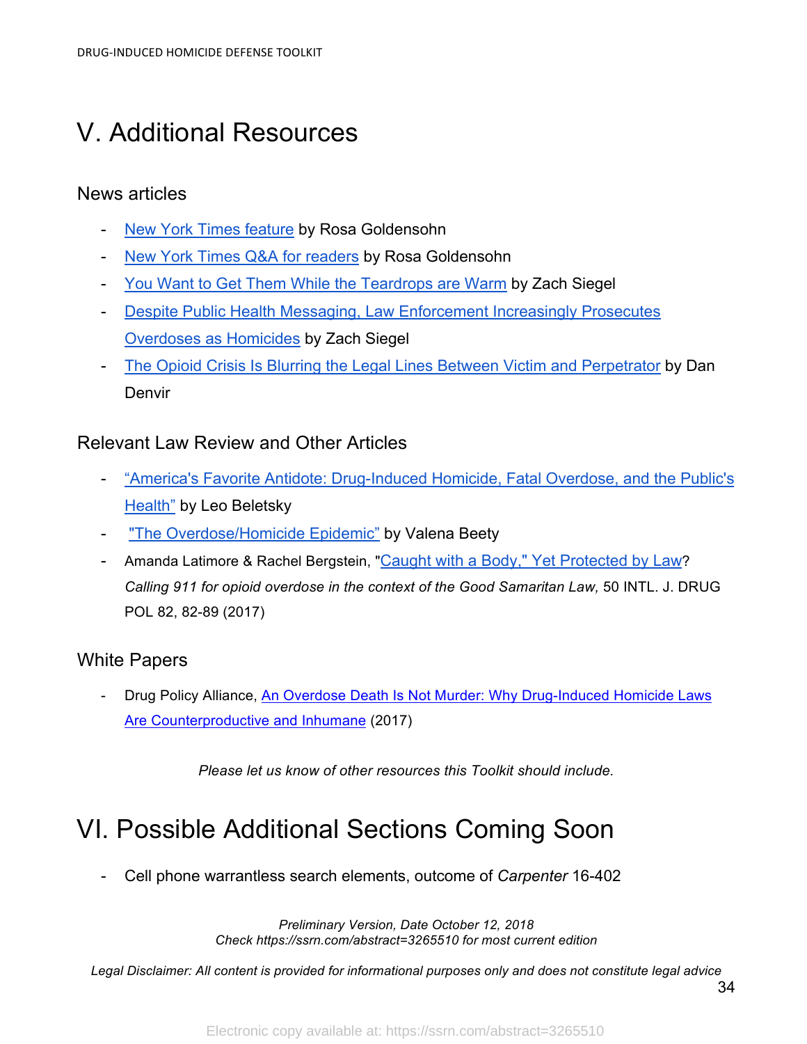# V. Additional Resources

## News articles

- New York Times feature by Rosa Goldensohn
- New York Times Q&A for readers by Rosa Goldensohn
- You Want to Get Them While the Teardrops are Warm by Zach Siegel
- Despite Public Health Messaging, Law Enforcement Increasingly Prosecutes Overdoses as Homicides by Zach Siegel
- The Opioid Crisis Is Blurring the Legal Lines Between Victim and Perpetrator by Dan Denvir

## Relevant Law Review and Other Articles

- "America's Favorite Antidote: Drug-Induced Homicide, Fatal Overdose, and the Public's Health" by Leo Beletsky
- "The Overdose/Homicide Epidemic" by Valena Beety
- Amanda Latimore & Rachel Bergstein, "Caught with a Body," Yet Protected by Law? *Calling 911 for opioid overdose in the context of the Good Samaritan Law,* 50 INTL. J. DRUG POL 82, 82-89 (2017)

## White Papers

- Drug Policy Alliance, An Overdose Death Is Not Murder: Why Drug-Induced Homicide Laws Are Counterproductive and Inhumane (2017)

*Please let us know of other resources this Toolkit should include.*

# VI. Possible Additional Sections Coming Soon

- Cell phone warrantless search elements, outcome of *Carpenter* 16-402

*Preliminary Version, Date October 12, 2018*
*Check https://ssrn.com/abstract=3265510 for most current edition*

*Legal Disclaimer: All content is provided for informational purposes only and does not constitute legal advice*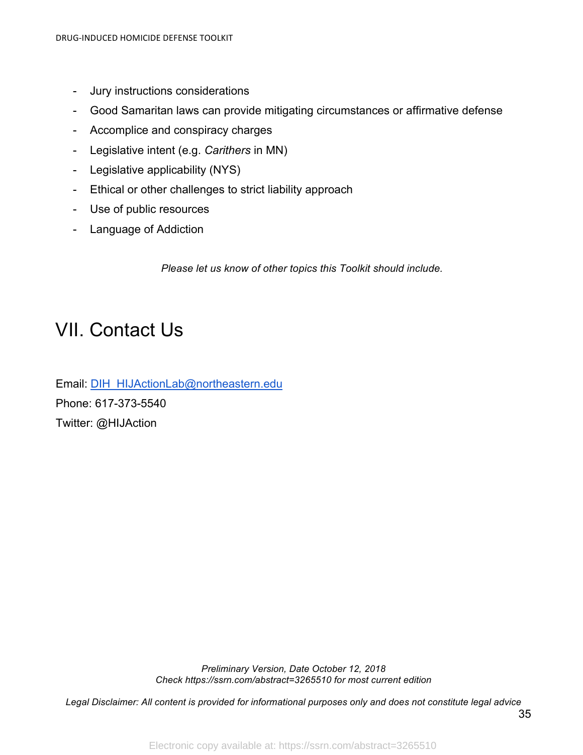- Jury instructions considerations
- Good Samaritan laws can provide mitigating circumstances or affirmative defense
- Accomplice and conspiracy charges
- Legislative intent (e.g. *Carithers* in MN)
- Legislative applicability (NYS)
- Ethical or other challenges to strict liability approach
- Use of public resources
- Language of Addiction

*Please let us know of other topics this Toolkit should include.*

# VII. Contact Us

Email: DIH_HIJActionLab@northeastern.edu
Phone: 617-373-5540
Twitter: @HIJAction

*Preliminary Version, Date October 12, 2018*
*Check https://ssrn.com/abstract=3265510 for most current edition*

*Legal Disclaimer: All content is provided for informational purposes only and does not constitute legal advice*